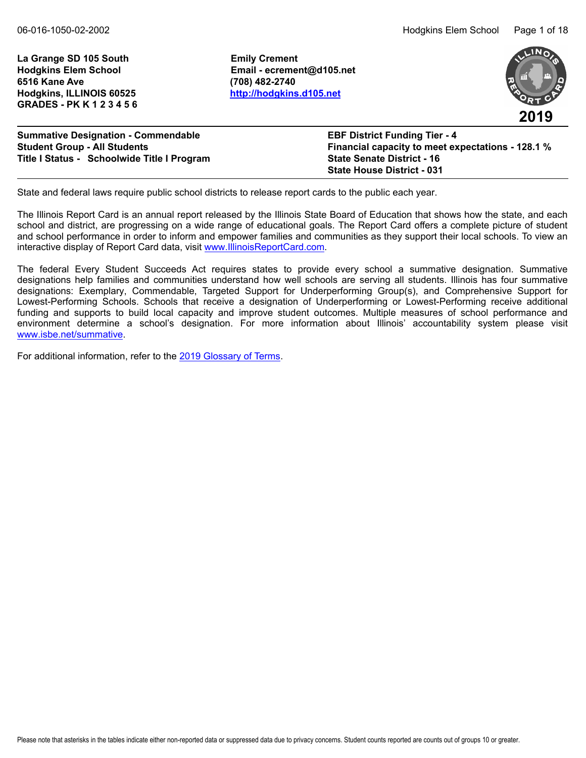**La Grange SD 105 South**
**Hodgkins Elem School**
**6516 Kane Ave**
**Hodgkins, ILLINOIS 60525**
**GRADES - PK K 1 2 3 4 5 6**

**Emily Crement**
**Email - ecrement@d105.net**
**(708) 482-2740**
**[http://hodgkins.d105.net](http://hodgkins.d105.net)**

**2019**

**Summative Designation - Commendable**
**Student Group - All Students**
**Title I Status - Schoolwide Title I Program**

**EBF District Funding Tier - 4**
**Financial capacity to meet expectations - 128.1 %**
**State Senate District - 16**
**State House District - 031**

State and federal laws require public school districts to release report cards to the public each year.

The Illinois Report Card is an annual report released by the Illinois State Board of Education that shows how the state, and each school and district, are progressing on a wide range of educational goals. The Report Card offers a complete picture of student and school performance in order to inform and empower families and communities as they support their local schools. To view an interactive display of Report Card data, visit [www.IllinoisReportCard.com](www.IllinoisReportCard.com).

The federal Every Student Succeeds Act requires states to provide every school a summative designation. Summative designations help families and communities understand how well schools are serving all students. Illinois has four summative designations: Exemplary, Commendable, Targeted Support for Underperforming Group(s), and Comprehensive Support for Lowest-Performing Schools. Schools that receive a designation of Underperforming or Lowest-Performing receive additional funding and supports to build local capacity and improve student outcomes. Multiple measures of school performance and environment determine a school's designation. For more information about Illinois' accountability system please visit [www.isbe.net/summative](www.isbe.net/summative).

For additional information, refer to the 2019 Glossary of Terms.

Please note that asterisks in the tables indicate either non-reported data or suppressed data due to privacy concerns. Student counts reported are counts out of groups 10 or greater.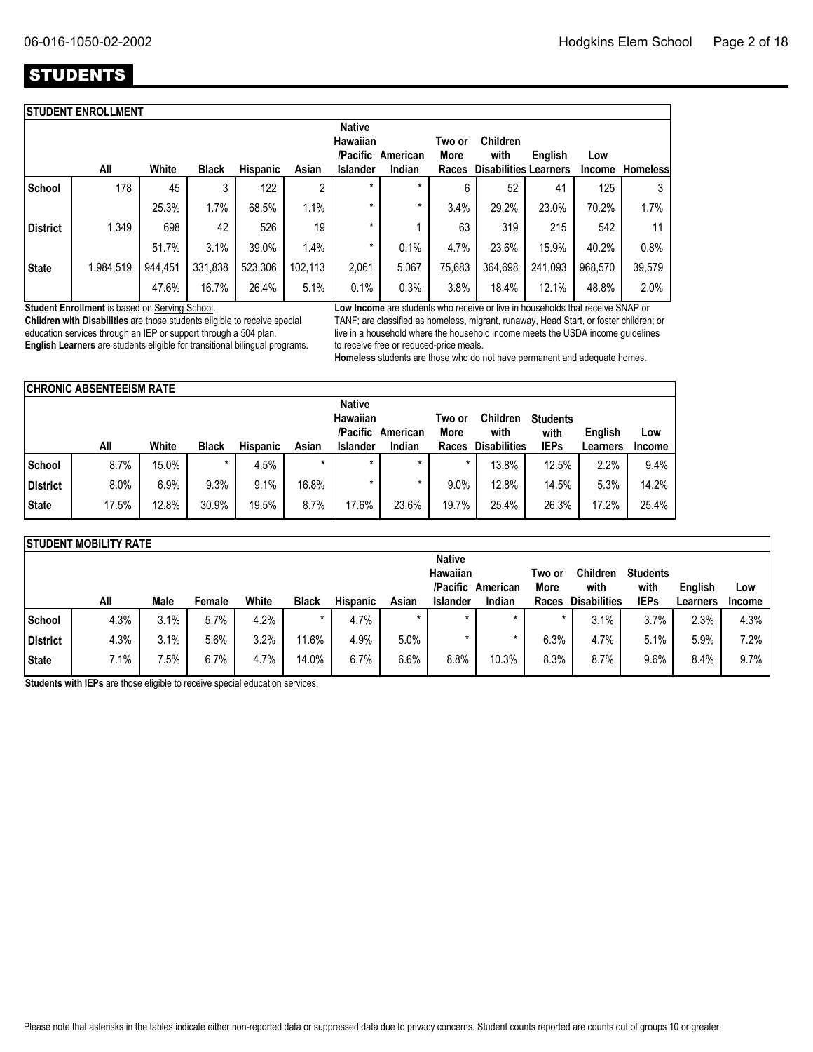## STUDENTS

### STUDENT ENROLLMENT

| | All | White | Black | Hispanic | Asian | Native Hawaiian /Pacific Islander | American Indian | Two or More Races | Children with Disabilities | English Learners | Low Income | Homeless |
|---|---|---|---|---|---|---|---|---|---|---|---|---|
| School | 178 | 45 | 3 | 122 | 2 | * | * | 6 | 52 | 41 | 125 | 3 |
| | | 25.3% | 1.7% | 68.5% | 1.1% | * | * | 3.4% | 29.2% | 23.0% | 70.2% | 1.7% |
| District | 1,349 | 698 | 42 | 526 | 19 | * | 1 | 63 | 319 | 215 | 542 | 11 |
| | | 51.7% | 3.1% | 39.0% | 1.4% | * | 0.1% | 4.7% | 23.6% | 15.9% | 40.2% | 0.8% |
| State | 1,984,519 | 944,451 | 331,838 | 523,306 | 102,113 | 2,061 | 5,067 | 75,683 | 364,698 | 241,093 | 968,570 | 39,579 |
| | | 47.6% | 16.7% | 26.4% | 5.1% | 0.1% | 0.3% | 3.8% | 18.4% | 12.1% | 48.8% | 2.0% |

**Student Enrollment** is based on Serving School.

**Children with Disabilities** are those students eligible to receive special education services through an IEP or support through a 504 plan.

**English Learners** are students eligible for transitional bilingual programs.

**Low Income** are students who receive or live in households that receive SNAP or TANF; are classified as homeless, migrant, runaway, Head Start, or foster children; or live in a household where the household income meets the USDA income guidelines to receive free or reduced-price meals.

**Homeless** students are those who do not have permanent and adequate homes.

### CHRONIC ABSENTEEISM RATE

| | All | White | Black | Hispanic | Asian | Native Hawaiian /Pacific Islander | American Indian | Two or More Races | Children with Disabilities | Students with IEPs | English Learners | Low Income |
|---|---|---|---|---|---|---|---|---|---|---|---|---|
| School | 8.7% | 15.0% | * | 4.5% | * | * | * | * | 13.8% | 12.5% | 2.2% | 9.4% |
| District | 8.0% | 6.9% | 9.3% | 9.1% | 16.8% | * | * | 9.0% | 12.8% | 14.5% | 5.3% | 14.2% |
| State | 17.5% | 12.8% | 30.9% | 19.5% | 8.7% | 17.6% | 23.6% | 19.7% | 25.4% | 26.3% | 17.2% | 25.4% |

### STUDENT MOBILITY RATE

| | All | Male | Female | White | Black | Hispanic | Asian | Native Hawaiian /Pacific Islander | American Indian | Two or More Races | Children with Disabilities | Students with IEPs | English Learners | Low Income |
|---|---|---|---|---|---|---|---|---|---|---|---|---|---|---|
| School | 4.3% | 3.1% | 5.7% | 4.2% | * | 4.7% | * | * | * | * | 3.1% | 3.7% | 2.3% | 4.3% |
| District | 4.3% | 3.1% | 5.6% | 3.2% | 11.6% | 4.9% | 5.0% | * | * | 6.3% | 4.7% | 5.1% | 5.9% | 7.2% |
| State | 7.1% | 7.5% | 6.7% | 4.7% | 14.0% | 6.7% | 6.6% | 8.8% | 10.3% | 8.3% | 8.7% | 9.6% | 8.4% | 9.7% |

**Students with IEPs** are those eligible to receive special education services.

Please note that asterisks in the tables indicate either non-reported data or suppressed data due to privacy concerns. Student counts reported are counts out of groups 10 or greater.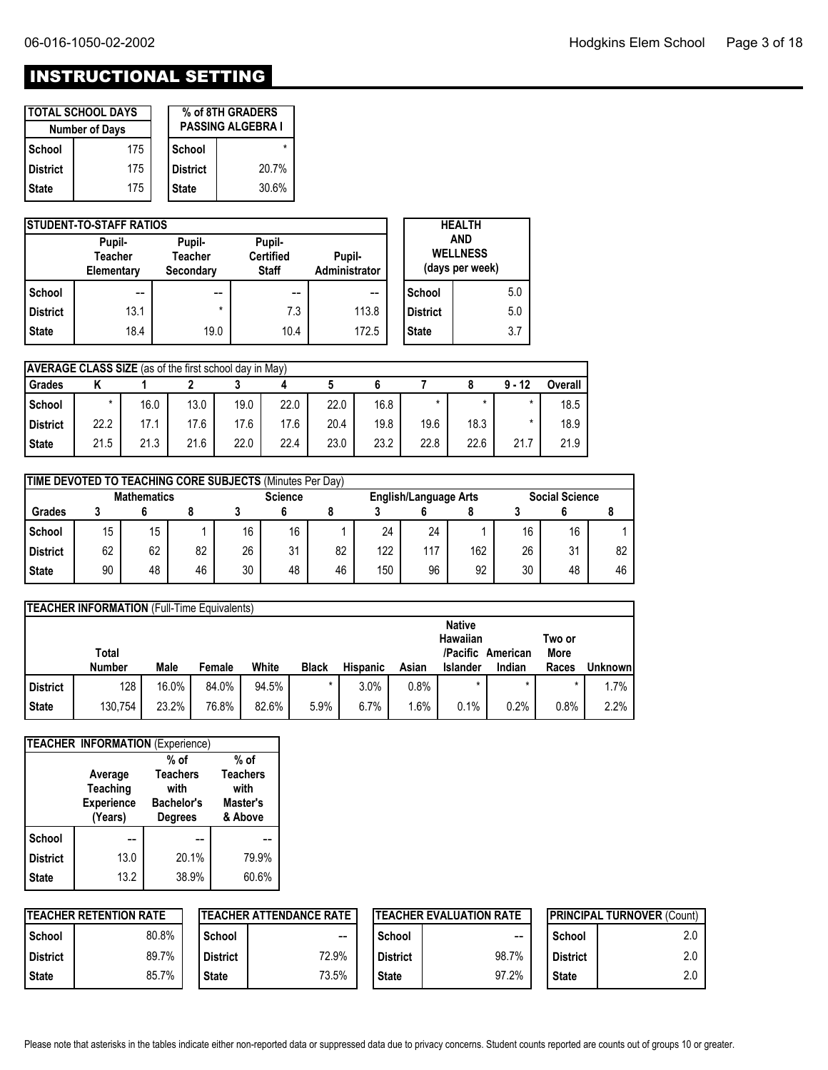# INSTRUCTIONAL SETTING

| TOTAL SCHOOL DAYS | |
|---|---|
| Number of Days | |
| School | 175 |
| District | 175 |
| State | 175 |

| % of 8TH GRADERS PASSING ALGEBRA I | |
|---|---|
| School | * |
| District | 20.7% |
| State | 30.6% |

| STUDENT-TO-STAFF RATIOS | | | | |
|---|---|---|---|---|
| | Pupil-Teacher Elementary | Pupil-Teacher Secondary | Pupil-Certified Staff | Pupil-Administrator |
| School | -- | -- | -- | -- |
| District | 13.1 | * | 7.3 | 113.8 |
| State | 18.4 | 19.0 | 10.4 | 172.5 |

| HEALTH AND WELLNESS (days per week) | |
|---|---|
| School | 5.0 |
| District | 5.0 |
| State | 3.7 |

| AVERAGE CLASS SIZE (as of the first school day in May) | | | | | | | | | | | |
|---|---|---|---|---|---|---|---|---|---|---|---|
| Grades | K | 1 | 2 | 3 | 4 | 5 | 6 | 7 | 8 | 9 - 12 | Overall |
| School | * | 16.0 | 13.0 | 19.0 | 22.0 | 22.0 | 16.8 | * | * | * | 18.5 |
| District | 22.2 | 17.1 | 17.6 | 17.6 | 17.6 | 20.4 | 19.8 | 19.6 | 18.3 | * | 18.9 |
| State | 21.5 | 21.3 | 21.6 | 22.0 | 22.4 | 23.0 | 23.2 | 22.8 | 22.6 | 21.7 | 21.9 |

| TIME DEVOTED TO TEACHING CORE SUBJECTS (Minutes Per Day) | | | | | | | | | | | | |
|---|---|---|---|---|---|---|---|---|---|---|---|---|
| | Mathematics | | | Science | | | English/Language Arts | | | Social Science | | |
| Grades | 3 | 6 | 8 | 3 | 6 | 8 | 3 | 6 | 8 | 3 | 6 | 8 |
| School | 15 | 15 | 1 | 16 | 16 | 1 | 24 | 24 | 1 | 16 | 16 | 1 |
| District | 62 | 62 | 82 | 26 | 31 | 82 | 122 | 117 | 162 | 26 | 31 | 82 |
| State | 90 | 48 | 46 | 30 | 48 | 46 | 150 | 96 | 92 | 30 | 48 | 46 |

| TEACHER INFORMATION (Full-Time Equivalents) | | | | | | | | | | | |
|---|---|---|---|---|---|---|---|---|---|---|---|
| | Total Number | Male | Female | White | Black | Hispanic | Asian | Native Hawaiian /Pacific Islander | American Indian | Two or More Races | Unknown |
| District | 128 | 16.0% | 84.0% | 94.5% | * | 3.0% | 0.8% | * | * | * | 1.7% |
| State | 130,754 | 23.2% | 76.8% | 82.6% | 5.9% | 6.7% | 1.6% | 0.1% | 0.2% | 0.8% | 2.2% |

| TEACHER INFORMATION (Experience) | | | |
|---|---|---|---|
| | Average Teaching Experience (Years) | % of Teachers with Bachelor's Degrees | % of Teachers with Master's & Above |
| School | -- | -- | -- |
| District | 13.0 | 20.1% | 79.9% |
| State | 13.2 | 38.9% | 60.6% |

| TEACHER RETENTION RATE | |
|---|---|
| School | 80.8% |
| District | 89.7% |
| State | 85.7% |

| TEACHER ATTENDANCE RATE | |
|---|---|
| School | -- |
| District | 72.9% |
| State | 73.5% |

| TEACHER EVALUATION RATE | |
|---|---|
| School | -- |
| District | 98.7% |
| State | 97.2% |

| PRINCIPAL TURNOVER (Count) | |
|---|---|
| School | 2.0 |
| District | 2.0 |
| State | 2.0 |

Please note that asterisks in the tables indicate either non-reported data or suppressed data due to privacy concerns. Student counts reported are counts out of groups 10 or greater.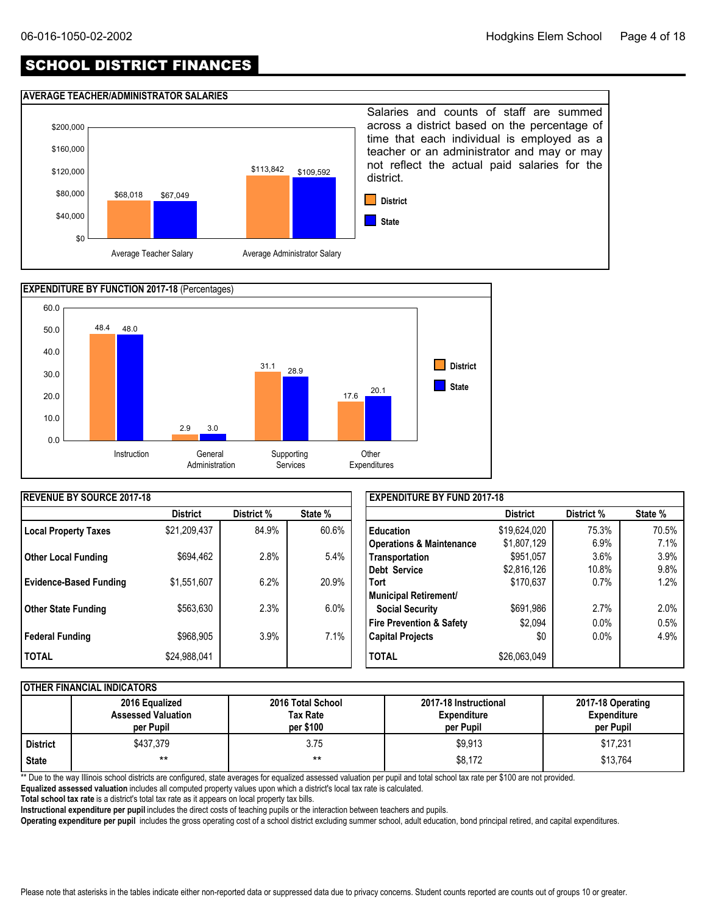# SCHOOL DISTRICT FINANCES

## AVERAGE TEACHER/ADMINISTRATOR SALARIES

| | District | State |
|---|---|---|
| Average Teacher Salary | $68,018 | $67,049 |
| Average Administrator Salary | $113,842 | $109,592 |

Salaries and counts of staff are summed across a district based on the percentage of time that each individual is employed as a teacher or an administrator and may or may not reflect the actual paid salaries for the district.

## EXPENDITURE BY FUNCTION 2017-18 (Percentages)

| | District | State |
|---|---|---|
| Instruction | 48.4 | 48.0 |
| General Administration | 2.9 | 3.0 |
| Supporting Services | 31.1 | 28.9 |
| Other Expenditures | 17.6 | 20.1 |

## REVENUE BY SOURCE 2017-18

| | District | District % | State % |
|---|---|---|---|
| Local Property Taxes | $21,209,437 | 84.9% | 60.6% |
| Other Local Funding | $694,462 | 2.8% | 5.4% |
| Evidence-Based Funding | $1,551,607 | 6.2% | 20.9% |
| Other State Funding | $563,630 | 2.3% | 6.0% |
| Federal Funding | $968,905 | 3.9% | 7.1% |
| TOTAL | $24,988,041 | | |

## EXPENDITURE BY FUND 2017-18

| | District | District % | State % |
|---|---|---|---|
| Education | $19,624,020 | 75.3% | 70.5% |
| Operations & Maintenance | $1,807,129 | 6.9% | 7.1% |
| Transportation | $951,057 | 3.6% | 3.9% |
| Debt Service | $2,816,126 | 10.8% | 9.8% |
| Tort | $170,637 | 0.7% | 1.2% |
| Municipal Retirement/ Social Security | $691,986 | 2.7% | 2.0% |
| Fire Prevention & Safety | $2,094 | 0.0% | 0.5% |
| Capital Projects | $0 | 0.0% | 4.9% |
| TOTAL | $26,063,049 | | |

## OTHER FINANCIAL INDICATORS

| | 2016 Equalized Assessed Valuation per Pupil | 2016 Total School Tax Rate per $100 | 2017-18 Instructional Expenditure per Pupil | 2017-18 Operating Expenditure per Pupil |
|---|---|---|---|---|
| District | $437,379 | 3.75 | $9,913 | $17,231 |
| State | ** | ** | $8,172 | $13,764 |

** Due to the way Illinois school districts are configured, state averages for equalized assessed valuation per pupil and total school tax rate per $100 are not provided.

**Equalized assessed valuation** includes all computed property values upon which a district's local tax rate is calculated.

**Total school tax rate** is a district's total tax rate as it appears on local property tax bills.

**Instructional expenditure per pupil** includes the direct costs of teaching pupils or the interaction between teachers and pupils.

**Operating expenditure per pupil** includes the gross operating cost of a school district excluding summer school, adult education, bond principal retired, and capital expenditures.

Please note that asterisks in the tables indicate either non-reported data or suppressed data due to privacy concerns. Student counts reported are counts out of groups 10 or greater.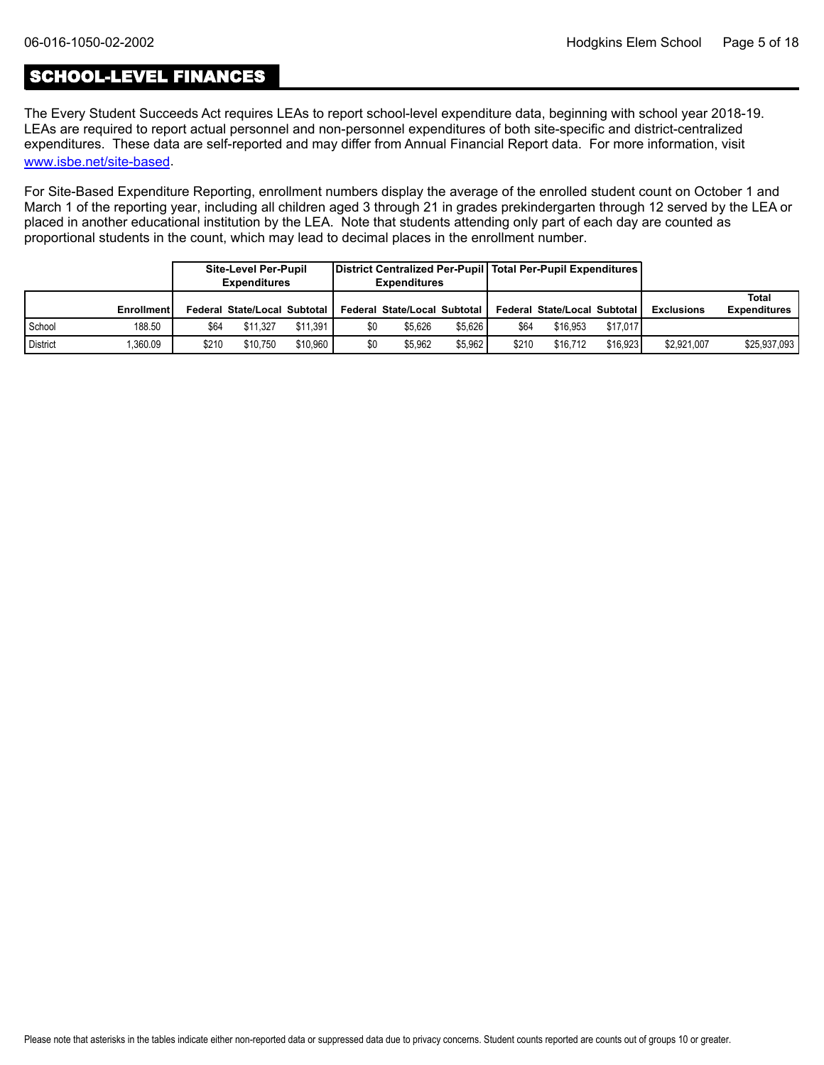## SCHOOL-LEVEL FINANCES

The Every Student Succeeds Act requires LEAs to report school-level expenditure data, beginning with school year 2018-19. LEAs are required to report actual personnel and non-personnel expenditures of both site-specific and district-centralized expenditures. These data are self-reported and may differ from Annual Financial Report data. For more information, visit www.isbe.net/site-based.

For Site-Based Expenditure Reporting, enrollment numbers display the average of the enrolled student count on October 1 and March 1 of the reporting year, including all children aged 3 through 21 in grades prekindergarten through 12 served by the LEA or placed in another educational institution by the LEA. Note that students attending only part of each day are counted as proportional students in the count, which may lead to decimal places in the enrollment number.

| | | Site-Level Per-Pupil Expenditures | | | District Centralized Per-Pupil Expenditures | | | Total Per-Pupil Expenditures | | | | |
|---|---|---|---|---|---|---|---|---|---|---|---|---|
| | Enrollment | Federal | State/Local | Subtotal | Federal | State/Local | Subtotal | Federal | State/Local | Subtotal | Exclusions | Total Expenditures |
| School | 188.50 | $64 | $11,327 | $11,391 | $0 | $5,626 | $5,626 | $64 | $16,953 | $17,017 | | |
| District | 1,360.09 | $210 | $10,750 | $10,960 | $0 | $5,962 | $5,962 | $210 | $16,712 | $16,923 | $2,921,007 | $25,937,093 |

Please note that asterisks in the tables indicate either non-reported data or suppressed data due to privacy concerns. Student counts reported are counts out of groups 10 or greater.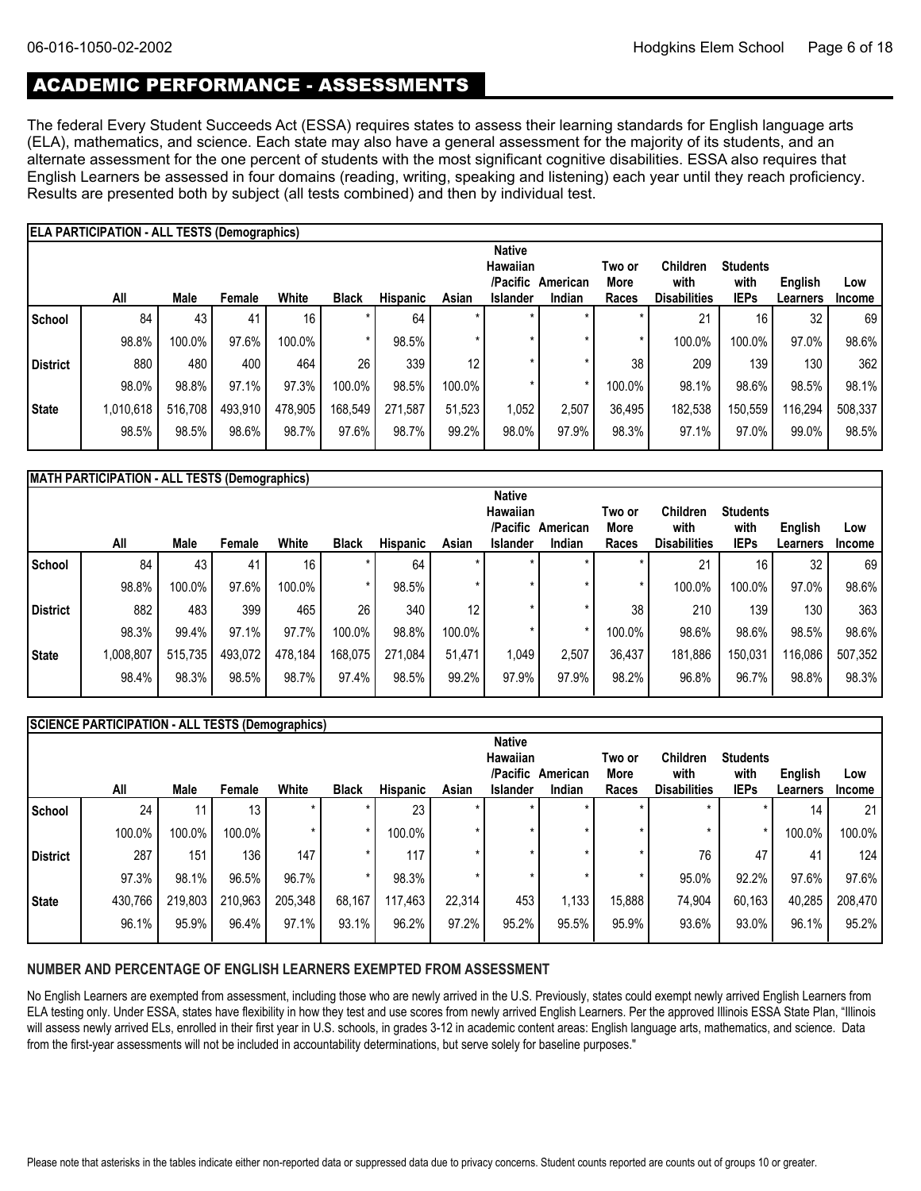## ACADEMIC PERFORMANCE - ASSESSMENTS

The federal Every Student Succeeds Act (ESSA) requires states to assess their learning standards for English language arts (ELA), mathematics, and science. Each state may also have a general assessment for the majority of its students, and an alternate assessment for the one percent of students with the most significant cognitive disabilities. ESSA also requires that English Learners be assessed in four domains (reading, writing, speaking and listening) each year until they reach proficiency. Results are presented both by subject (all tests combined) and then by individual test.

**ELA PARTICIPATION - ALL TESTS (Demographics)**

| | All | Male | Female | White | Black | Hispanic | Asian | Native Hawaiian /Pacific Islander | American Indian | Two or More Races | Children with Disabilities | Students with IEPs | English Learners | Low Income |
|---|---|---|---|---|---|---|---|---|---|---|---|---|---|---|
| School | 84 | 43 | 41 | 16 | * | 64 | * | * | * | * | 21 | 16 | 32 | 69 |
| | 98.8% | 100.0% | 97.6% | 100.0% | * | 98.5% | * | * | * | * | 100.0% | 100.0% | 97.0% | 98.6% |
| District | 880 | 480 | 400 | 464 | 26 | 339 | 12 | * | * | 38 | 209 | 139 | 130 | 362 |
| | 98.0% | 98.8% | 97.1% | 97.3% | 100.0% | 98.5% | 100.0% | * | * | 100.0% | 98.1% | 98.6% | 98.5% | 98.1% |
| State | 1,010,618 | 516,708 | 493,910 | 478,905 | 168,549 | 271,587 | 51,523 | 1,052 | 2,507 | 36,495 | 182,538 | 150,559 | 116,294 | 508,337 |
| | 98.5% | 98.5% | 98.6% | 98.7% | 97.6% | 98.7% | 99.2% | 98.0% | 97.9% | 98.3% | 97.1% | 97.0% | 99.0% | 98.5% |

**MATH PARTICIPATION - ALL TESTS (Demographics)**

| | All | Male | Female | White | Black | Hispanic | Asian | Native Hawaiian /Pacific Islander | American Indian | Two or More Races | Children with Disabilities | Students with IEPs | English Learners | Low Income |
|---|---|---|---|---|---|---|---|---|---|---|---|---|---|---|
| School | 84 | 43 | 41 | 16 | * | 64 | * | * | * | * | 21 | 16 | 32 | 69 |
| | 98.8% | 100.0% | 97.6% | 100.0% | * | 98.5% | * | * | * | * | 100.0% | 100.0% | 97.0% | 98.6% |
| District | 882 | 483 | 399 | 465 | 26 | 340 | 12 | * | * | 38 | 210 | 139 | 130 | 363 |
| | 98.3% | 99.4% | 97.1% | 97.7% | 100.0% | 98.8% | 100.0% | * | * | 100.0% | 98.6% | 98.6% | 98.5% | 98.6% |
| State | 1,008,807 | 515,735 | 493,072 | 478,184 | 168,075 | 271,084 | 51,471 | 1,049 | 2,507 | 36,437 | 181,886 | 150,031 | 116,086 | 507,352 |
| | 98.4% | 98.3% | 98.5% | 98.7% | 97.4% | 98.5% | 99.2% | 97.9% | 97.9% | 98.2% | 96.8% | 96.7% | 98.8% | 98.3% |

**SCIENCE PARTICIPATION - ALL TESTS (Demographics)**

| | All | Male | Female | White | Black | Hispanic | Asian | Native Hawaiian /Pacific Islander | American Indian | Two or More Races | Children with Disabilities | Students with IEPs | English Learners | Low Income |
|---|---|---|---|---|---|---|---|---|---|---|---|---|---|---|
| School | 24 | 11 | 13 | * | * | 23 | * | * | * | * | * | * | 14 | 21 |
| | 100.0% | 100.0% | 100.0% | * | * | 100.0% | * | * | * | * | * | * | 100.0% | 100.0% |
| District | 287 | 151 | 136 | 147 | * | 117 | * | * | * | * | 76 | 47 | 41 | 124 |
| | 97.3% | 98.1% | 96.5% | 96.7% | * | 98.3% | * | * | * | * | 95.0% | 92.2% | 97.6% | 97.6% |
| State | 430,766 | 219,803 | 210,963 | 205,348 | 68,167 | 117,463 | 22,314 | 453 | 1,133 | 15,888 | 74,904 | 60,163 | 40,285 | 208,470 |
| | 96.1% | 95.9% | 96.4% | 97.1% | 93.1% | 96.2% | 97.2% | 95.2% | 95.5% | 95.9% | 93.6% | 93.0% | 96.1% | 95.2% |

**NUMBER AND PERCENTAGE OF ENGLISH LEARNERS EXEMPTED FROM ASSESSMENT**

No English Learners are exempted from assessment, including those who are newly arrived in the U.S. Previously, states could exempt newly arrived English Learners from ELA testing only. Under ESSA, states have flexibility in how they test and use scores from newly arrived English Learners. Per the approved Illinois ESSA State Plan, "Illinois will assess newly arrived ELs, enrolled in their first year in U.S. schools, in grades 3-12 in academic content areas: English language arts, mathematics, and science. Data from the first-year assessments will not be included in accountability determinations, but serve solely for baseline purposes."

Please note that asterisks in the tables indicate either non-reported data or suppressed data due to privacy concerns. Student counts reported are counts out of groups 10 or greater.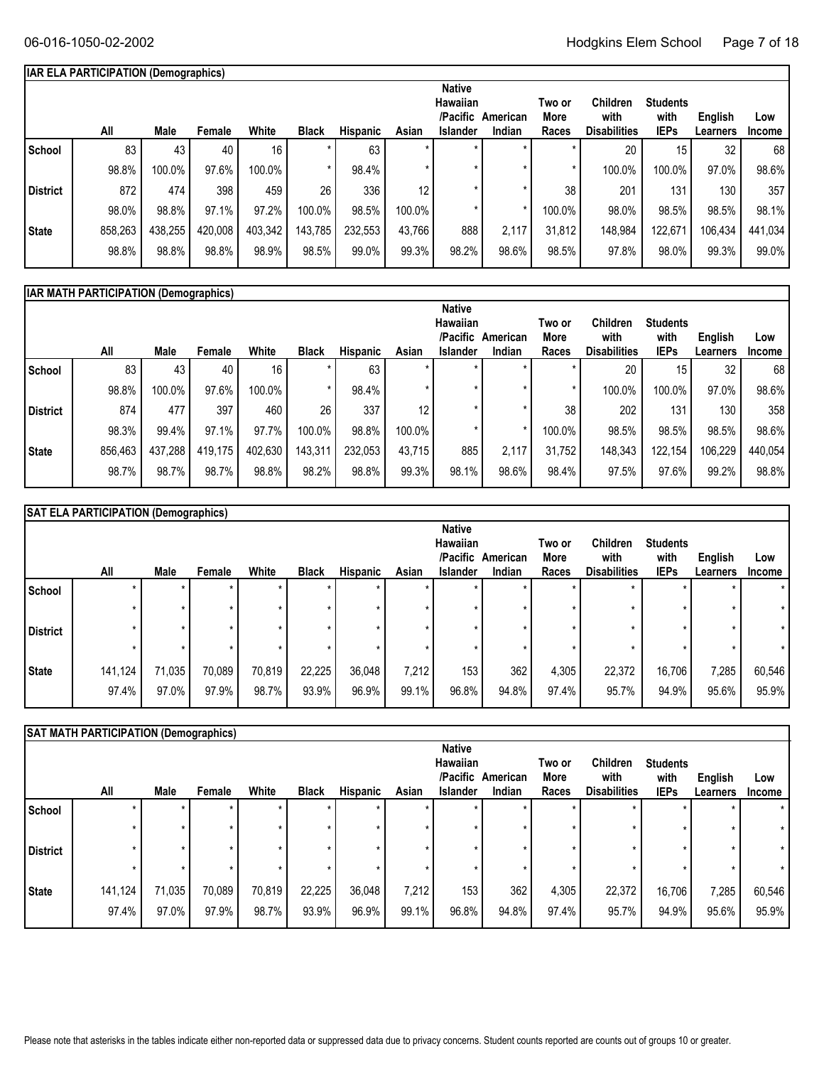## IAR ELA PARTICIPATION (Demographics)

| | All | Male | Female | White | Black | Hispanic | Asian | Native Hawaiian /Pacific Islander | American Indian | Two or More Races | Children with Disabilities | Students with IEPs | English Learners | Low Income |
|---|---|---|---|---|---|---|---|---|---|---|---|---|---|---|
| School | 83 | 43 | 40 | 16 | * | 63 | * | * | * | * | 20 | 15 | 32 | 68 |
| | 98.8% | 100.0% | 97.6% | 100.0% | * | 98.4% | * | * | * | * | 100.0% | 100.0% | 97.0% | 98.6% |
| District | 872 | 474 | 398 | 459 | 26 | 336 | 12 | * | * | 38 | 201 | 131 | 130 | 357 |
| | 98.0% | 98.8% | 97.1% | 97.2% | 100.0% | 98.5% | 100.0% | * | * | 100.0% | 98.0% | 98.5% | 98.5% | 98.1% |
| State | 858,263 | 438,255 | 420,008 | 403,342 | 143,785 | 232,553 | 43,766 | 888 | 2,117 | 31,812 | 148,984 | 122,671 | 106,434 | 441,034 |
| | 98.8% | 98.8% | 98.8% | 98.9% | 98.5% | 99.0% | 99.3% | 98.2% | 98.6% | 98.5% | 97.8% | 98.0% | 99.3% | 99.0% |

## IAR MATH PARTICIPATION (Demographics)

| | All | Male | Female | White | Black | Hispanic | Asian | Native Hawaiian /Pacific Islander | American Indian | Two or More Races | Children with Disabilities | Students with IEPs | English Learners | Low Income |
|---|---|---|---|---|---|---|---|---|---|---|---|---|---|---|
| School | 83 | 43 | 40 | 16 | * | 63 | * | * | * | * | 20 | 15 | 32 | 68 |
| | 98.8% | 100.0% | 97.6% | 100.0% | * | 98.4% | * | * | * | * | 100.0% | 100.0% | 97.0% | 98.6% |
| District | 874 | 477 | 397 | 460 | 26 | 337 | 12 | * | * | 38 | 202 | 131 | 130 | 358 |
| | 98.3% | 99.4% | 97.1% | 97.7% | 100.0% | 98.8% | 100.0% | * | * | 100.0% | 98.5% | 98.5% | 98.5% | 98.6% |
| State | 856,463 | 437,288 | 419,175 | 402,630 | 143,311 | 232,053 | 43,715 | 885 | 2,117 | 31,752 | 148,343 | 122,154 | 106,229 | 440,054 |
| | 98.7% | 98.7% | 98.7% | 98.8% | 98.2% | 98.8% | 99.3% | 98.1% | 98.6% | 98.4% | 97.5% | 97.6% | 99.2% | 98.8% |

## SAT ELA PARTICIPATION (Demographics)

| | All | Male | Female | White | Black | Hispanic | Asian | Native Hawaiian /Pacific Islander | American Indian | Two or More Races | Children with Disabilities | Students with IEPs | English Learners | Low Income |
|---|---|---|---|---|---|---|---|---|---|---|---|---|---|---|
| School | * | * | * | * | * | * | * | * | * | * | * | * | * | * |
| | * | * | * | * | * | * | * | * | * | * | * | * | * | * |
| District | * | * | * | * | * | * | * | * | * | * | * | * | * | * |
| | * | * | * | * | * | * | * | * | * | * | * | * | * | * |
| State | 141,124 | 71,035 | 70,089 | 70,819 | 22,225 | 36,048 | 7,212 | 153 | 362 | 4,305 | 22,372 | 16,706 | 7,285 | 60,546 |
| | 97.4% | 97.0% | 97.9% | 98.7% | 93.9% | 96.9% | 99.1% | 96.8% | 94.8% | 97.4% | 95.7% | 94.9% | 95.6% | 95.9% |

## SAT MATH PARTICIPATION (Demographics)

| | All | Male | Female | White | Black | Hispanic | Asian | Native Hawaiian /Pacific Islander | American Indian | Two or More Races | Children with Disabilities | Students with IEPs | English Learners | Low Income |
|---|---|---|---|---|---|---|---|---|---|---|---|---|---|---|
| School | * | * | * | * | * | * | * | * | * | * | * | * | * | * |
| | * | * | * | * | * | * | * | * | * | * | * | * | * | * |
| District | * | * | * | * | * | * | * | * | * | * | * | * | * | * |
| | * | * | * | * | * | * | * | * | * | * | * | * | * | * |
| State | 141,124 | 71,035 | 70,089 | 70,819 | 22,225 | 36,048 | 7,212 | 153 | 362 | 4,305 | 22,372 | 16,706 | 7,285 | 60,546 |
| | 97.4% | 97.0% | 97.9% | 98.7% | 93.9% | 96.9% | 99.1% | 96.8% | 94.8% | 97.4% | 95.7% | 94.9% | 95.6% | 95.9% |

Please note that asterisks in the tables indicate either non-reported data or suppressed data due to privacy concerns. Student counts reported are counts out of groups 10 or greater.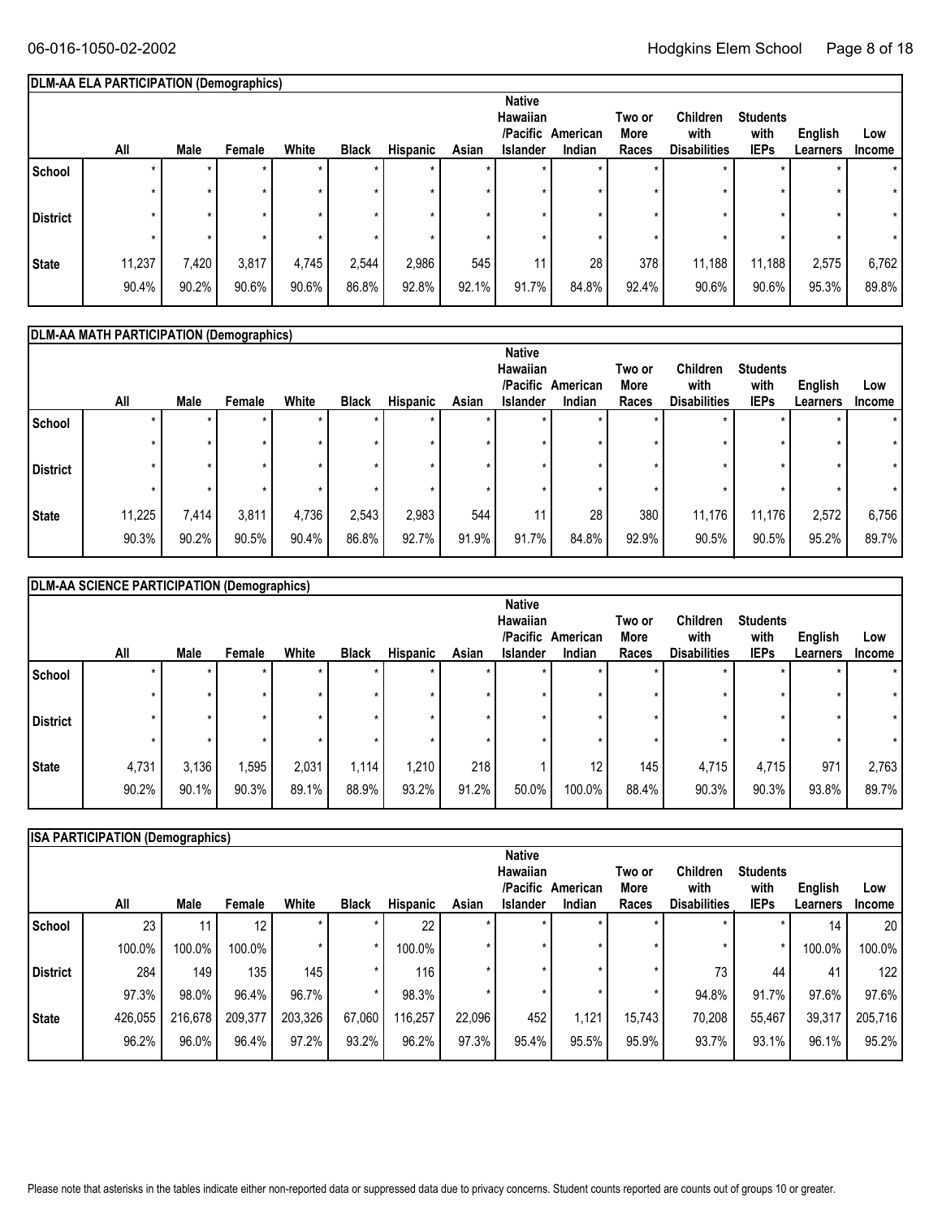### DLM-AA ELA PARTICIPATION (Demographics)

| | All | Male | Female | White | Black | Hispanic | Asian | Native Hawaiian /Pacific Islander | American Indian | Two or More Races | Children with Disabilities | Students with IEPs | English Learners | Low Income |
|---|---|---|---|---|---|---|---|---|---|---|---|---|---|---|
| School | * | * | * | * | * | * | * | * | * | * | * | * | * | * |
| | * | * | * | * | * | * | * | * | * | * | * | * | * | * |
| District | * | * | * | * | * | * | * | * | * | * | * | * | * | * |
| | * | * | * | * | * | * | * | * | * | * | * | * | * | * |
| State | 11,237 | 7,420 | 3,817 | 4,745 | 2,544 | 2,986 | 545 | 11 | 28 | 378 | 11,188 | 11,188 | 2,575 | 6,762 |
| | 90.4% | 90.2% | 90.6% | 90.6% | 86.8% | 92.8% | 92.1% | 91.7% | 84.8% | 92.4% | 90.6% | 90.6% | 95.3% | 89.8% |

### DLM-AA MATH PARTICIPATION (Demographics)

| | All | Male | Female | White | Black | Hispanic | Asian | Native Hawaiian /Pacific Islander | American Indian | Two or More Races | Children with Disabilities | Students with IEPs | English Learners | Low Income |
|---|---|---|---|---|---|---|---|---|---|---|---|---|---|---|
| School | * | * | * | * | * | * | * | * | * | * | * | * | * | * |
| | * | * | * | * | * | * | * | * | * | * | * | * | * | * |
| District | * | * | * | * | * | * | * | * | * | * | * | * | * | * |
| | * | * | * | * | * | * | * | * | * | * | * | * | * | * |
| State | 11,225 | 7,414 | 3,811 | 4,736 | 2,543 | 2,983 | 544 | 11 | 28 | 380 | 11,176 | 11,176 | 2,572 | 6,756 |
| | 90.3% | 90.2% | 90.5% | 90.4% | 86.8% | 92.7% | 91.9% | 91.7% | 84.8% | 92.9% | 90.5% | 90.5% | 95.2% | 89.7% |

### DLM-AA SCIENCE PARTICIPATION (Demographics)

| | All | Male | Female | White | Black | Hispanic | Asian | Native Hawaiian /Pacific Islander | American Indian | Two or More Races | Children with Disabilities | Students with IEPs | English Learners | Low Income |
|---|---|---|---|---|---|---|---|---|---|---|---|---|---|---|
| School | * | * | * | * | * | * | * | * | * | * | * | * | * | * |
| | * | * | * | * | * | * | * | * | * | * | * | * | * | * |
| District | * | * | * | * | * | * | * | * | * | * | * | * | * | * |
| | * | * | * | * | * | * | * | * | * | * | * | * | * | * |
| State | 4,731 | 3,136 | 1,595 | 2,031 | 1,114 | 1,210 | 218 | 1 | 12 | 145 | 4,715 | 4,715 | 971 | 2,763 |
| | 90.2% | 90.1% | 90.3% | 89.1% | 88.9% | 93.2% | 91.2% | 50.0% | 100.0% | 88.4% | 90.3% | 90.3% | 93.8% | 89.7% |

### ISA PARTICIPATION (Demographics)

| | All | Male | Female | White | Black | Hispanic | Asian | Native Hawaiian /Pacific Islander | American Indian | Two or More Races | Children with Disabilities | Students with IEPs | English Learners | Low Income |
|---|---|---|---|---|---|---|---|---|---|---|---|---|---|---|
| School | 23 | 11 | 12 | * | * | 22 | * | * | * | * | * | * | 14 | 20 |
| | 100.0% | 100.0% | 100.0% | * | * | 100.0% | * | * | * | * | * | * | 100.0% | 100.0% |
| District | 284 | 149 | 135 | 145 | * | 116 | * | * | * | * | 73 | 44 | 41 | 122 |
| | 97.3% | 98.0% | 96.4% | 96.7% | * | 98.3% | * | * | * | * | 94.8% | 91.7% | 97.6% | 97.6% |
| State | 426,055 | 216,678 | 209,377 | 203,326 | 67,060 | 116,257 | 22,096 | 452 | 1,121 | 15,743 | 70,208 | 55,467 | 39,317 | 205,716 |
| | 96.2% | 96.0% | 96.4% | 97.2% | 93.2% | 96.2% | 97.3% | 95.4% | 95.5% | 95.9% | 93.7% | 93.1% | 96.1% | 95.2% |

Please note that asterisks in the tables indicate either non-reported data or suppressed data due to privacy concerns. Student counts reported are counts out of groups 10 or greater.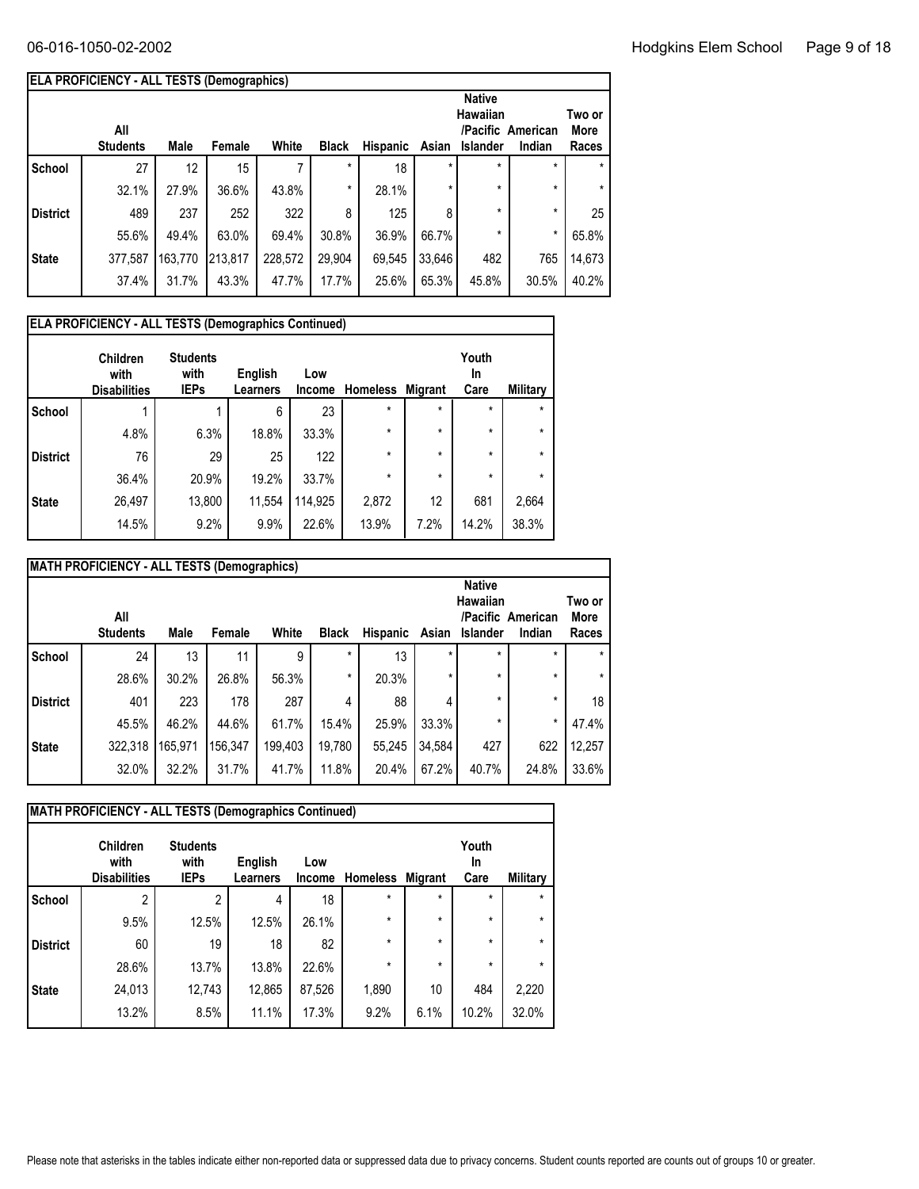## ELA PROFICIENCY - ALL TESTS (Demographics)

| | All Students | Male | Female | White | Black | Hispanic | Asian | Native Hawaiian /Pacific Islander | American Indian | Two or More Races |
|---|---|---|---|---|---|---|---|---|---|---|
| School | 27 | 12 | 15 | 7 | * | 18 | * | * | * | * |
| | 32.1% | 27.9% | 36.6% | 43.8% | * | 28.1% | * | * | * | * |
| District | 489 | 237 | 252 | 322 | 8 | 125 | 8 | * | * | 25 |
| | 55.6% | 49.4% | 63.0% | 69.4% | 30.8% | 36.9% | 66.7% | * | * | 65.8% |
| State | 377,587 | 163,770 | 213,817 | 228,572 | 29,904 | 69,545 | 33,646 | 482 | 765 | 14,673 |
| | 37.4% | 31.7% | 43.3% | 47.7% | 17.7% | 25.6% | 65.3% | 45.8% | 30.5% | 40.2% |

## ELA PROFICIENCY - ALL TESTS (Demographics Continued)

| | Children with Disabilities | Students with IEPs | English Learners | Low Income | Homeless | Migrant | Youth In Care | Military |
|---|---|---|---|---|---|---|---|---|
| School | 1 | 1 | 6 | 23 | * | * | * | * |
| | 4.8% | 6.3% | 18.8% | 33.3% | * | * | * | * |
| District | 76 | 29 | 25 | 122 | * | * | * | * |
| | 36.4% | 20.9% | 19.2% | 33.7% | * | * | * | * |
| State | 26,497 | 13,800 | 11,554 | 114,925 | 2,872 | 12 | 681 | 2,664 |
| | 14.5% | 9.2% | 9.9% | 22.6% | 13.9% | 7.2% | 14.2% | 38.3% |

## MATH PROFICIENCY - ALL TESTS (Demographics)

| | All Students | Male | Female | White | Black | Hispanic | Asian | Native Hawaiian /Pacific Islander | American Indian | Two or More Races |
|---|---|---|---|---|---|---|---|---|---|---|
| School | 24 | 13 | 11 | 9 | * | 13 | * | * | * | * |
| | 28.6% | 30.2% | 26.8% | 56.3% | * | 20.3% | * | * | * | * |
| District | 401 | 223 | 178 | 287 | 4 | 88 | 4 | * | * | 18 |
| | 45.5% | 46.2% | 44.6% | 61.7% | 15.4% | 25.9% | 33.3% | * | * | 47.4% |
| State | 322,318 | 165,971 | 156,347 | 199,403 | 19,780 | 55,245 | 34,584 | 427 | 622 | 12,257 |
| | 32.0% | 32.2% | 31.7% | 41.7% | 11.8% | 20.4% | 67.2% | 40.7% | 24.8% | 33.6% |

## MATH PROFICIENCY - ALL TESTS (Demographics Continued)

| | Children with Disabilities | Students with IEPs | English Learners | Low Income | Homeless | Migrant | Youth In Care | Military |
|---|---|---|---|---|---|---|---|---|
| School | 2 | 2 | 4 | 18 | * | * | * | * |
| | 9.5% | 12.5% | 12.5% | 26.1% | * | * | * | * |
| District | 60 | 19 | 18 | 82 | * | * | * | * |
| | 28.6% | 13.7% | 13.8% | 22.6% | * | * | * | * |
| State | 24,013 | 12,743 | 12,865 | 87,526 | 1,890 | 10 | 484 | 2,220 |
| | 13.2% | 8.5% | 11.1% | 17.3% | 9.2% | 6.1% | 10.2% | 32.0% |

Please note that asterisks in the tables indicate either non-reported data or suppressed data due to privacy concerns. Student counts reported are counts out of groups 10 or greater.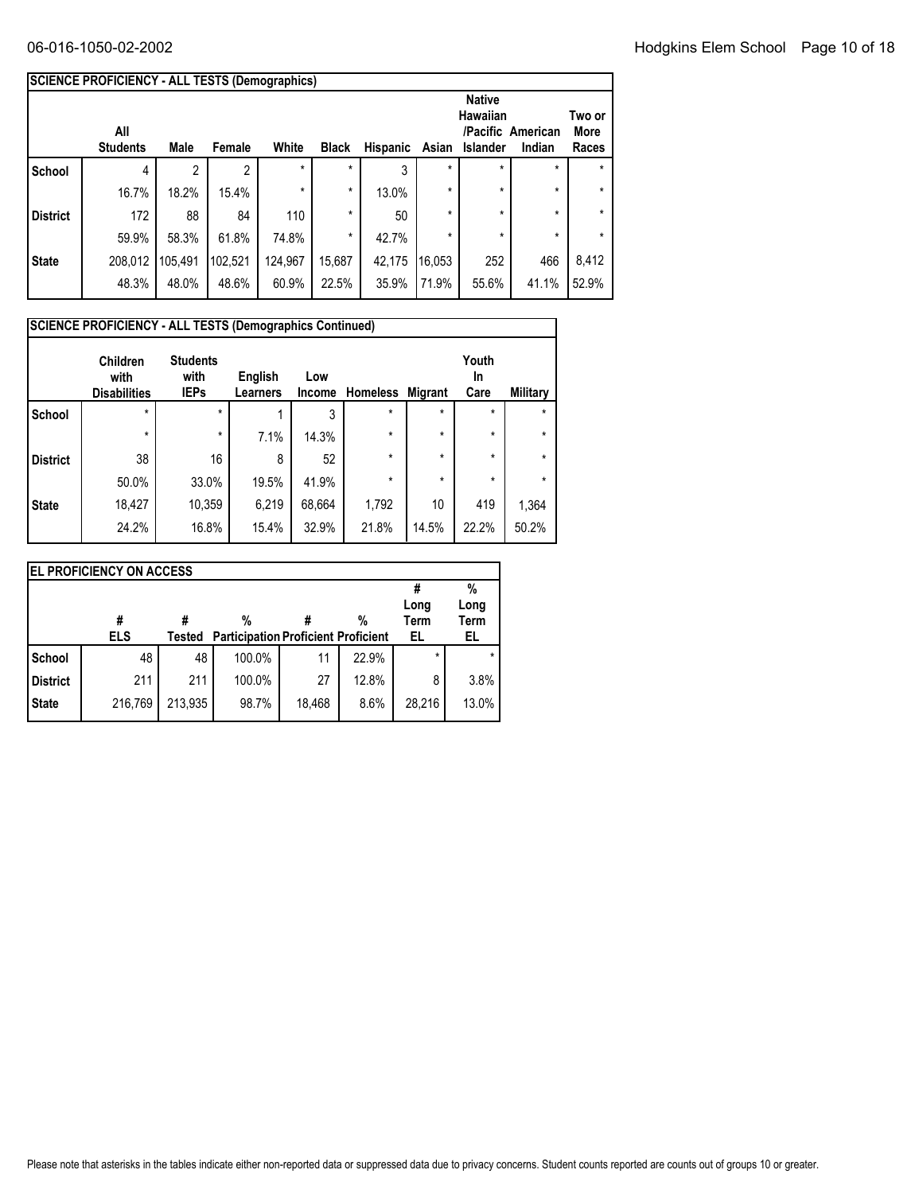## SCIENCE PROFICIENCY - ALL TESTS (Demographics)

| | All Students | Male | Female | White | Black | Hispanic | Asian | Native Hawaiian /Pacific Islander | American Indian | Two or More Races |
|---|---|---|---|---|---|---|---|---|---|---|
| School | 4 | 2 | 2 | * | * | 3 | * | * | * | * |
| | 16.7% | 18.2% | 15.4% | * | * | 13.0% | * | * | * | * |
| District | 172 | 88 | 84 | 110 | * | 50 | * | * | * | * |
| | 59.9% | 58.3% | 61.8% | 74.8% | * | 42.7% | * | * | * | * |
| State | 208,012 | 105,491 | 102,521 | 124,967 | 15,687 | 42,175 | 16,053 | 252 | 466 | 8,412 |
| | 48.3% | 48.0% | 48.6% | 60.9% | 22.5% | 35.9% | 71.9% | 55.6% | 41.1% | 52.9% |

## SCIENCE PROFICIENCY - ALL TESTS (Demographics Continued)

| | Children with Disabilities | Students with IEPs | English Learners | Low Income | Homeless | Migrant | Youth In Care | Military |
|---|---|---|---|---|---|---|---|---|
| School | * | * | 1 | 3 | * | * | * | * |
| | * | * | 7.1% | 14.3% | * | * | * | * |
| District | 38 | 16 | 8 | 52 | * | * | * | * |
| | 50.0% | 33.0% | 19.5% | 41.9% | * | * | * | * |
| State | 18,427 | 10,359 | 6,219 | 68,664 | 1,792 | 10 | 419 | 1,364 |
| | 24.2% | 16.8% | 15.4% | 32.9% | 21.8% | 14.5% | 22.2% | 50.2% |

## EL PROFICIENCY ON ACCESS

| | # ELS | # Tested | % Participation | # Proficient | % Proficient | # Long Term EL | % Long Term EL |
|---|---|---|---|---|---|---|---|
| School | 48 | 48 | 100.0% | 11 | 22.9% | * | * |
| District | 211 | 211 | 100.0% | 27 | 12.8% | 8 | 3.8% |
| State | 216,769 | 213,935 | 98.7% | 18,468 | 8.6% | 28,216 | 13.0% |

Please note that asterisks in the tables indicate either non-reported data or suppressed data due to privacy concerns. Student counts reported are counts out of groups 10 or greater.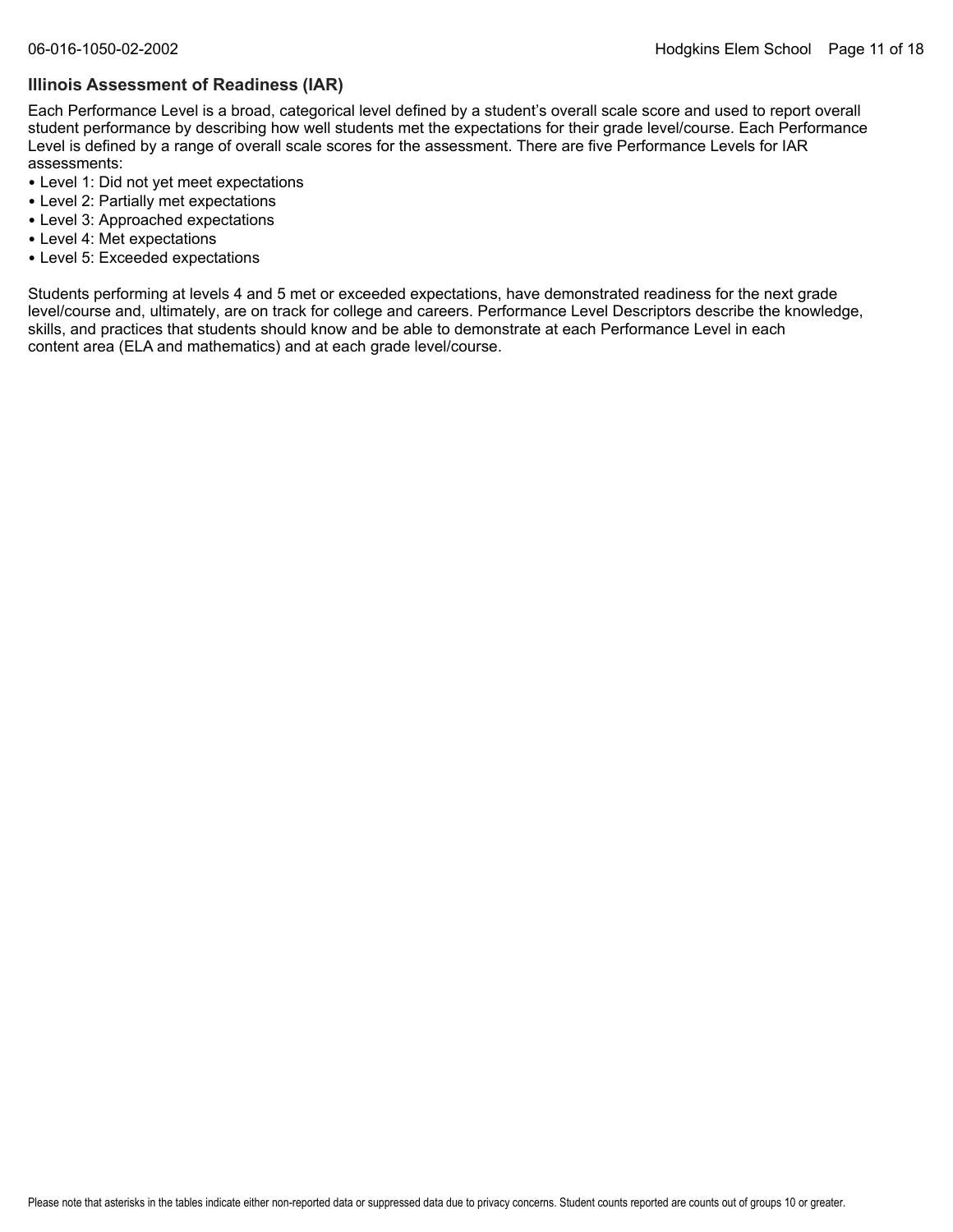## Illinois Assessment of Readiness (IAR)

Each Performance Level is a broad, categorical level defined by a student's overall scale score and used to report overall student performance by describing how well students met the expectations for their grade level/course. Each Performance Level is defined by a range of overall scale scores for the assessment. There are five Performance Levels for IAR assessments:

- Level 1: Did not yet meet expectations
- Level 2: Partially met expectations
- Level 3: Approached expectations
- Level 4: Met expectations
- Level 5: Exceeded expectations

Students performing at levels 4 and 5 met or exceeded expectations, have demonstrated readiness for the next grade level/course and, ultimately, are on track for college and careers. Performance Level Descriptors describe the knowledge, skills, and practices that students should know and be able to demonstrate at each Performance Level in each content area (ELA and mathematics) and at each grade level/course.

Please note that asterisks in the tables indicate either non-reported data or suppressed data due to privacy concerns. Student counts reported are counts out of groups 10 or greater.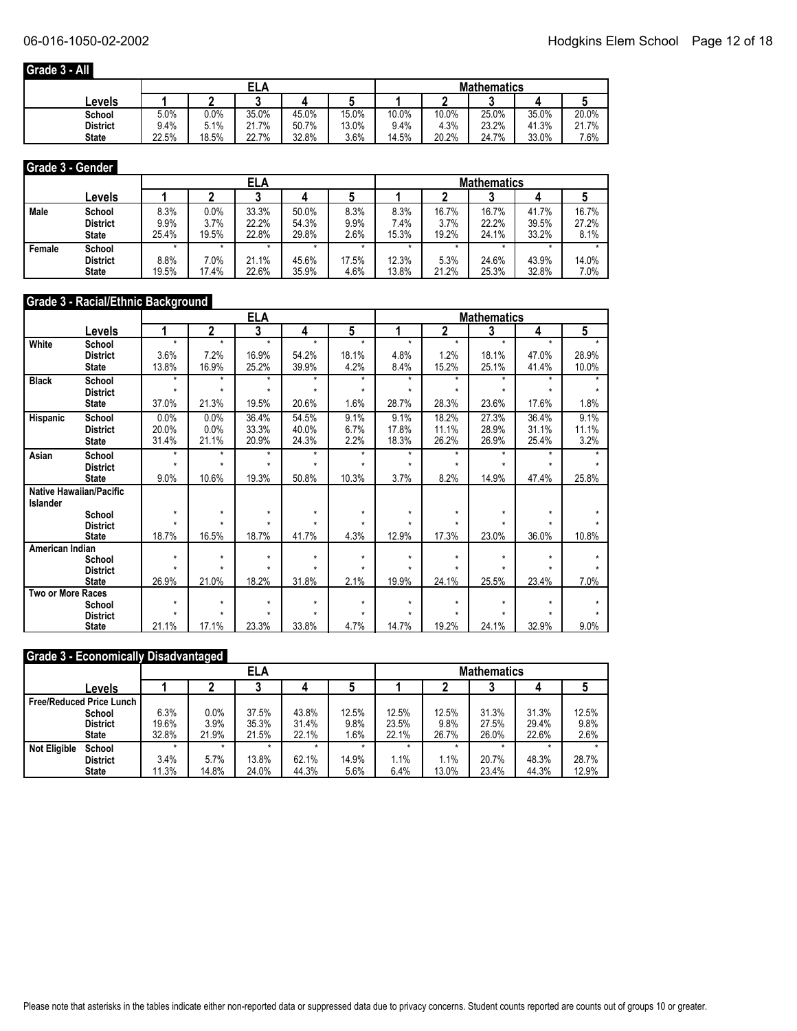## Grade 3 - All

| Levels | ELA 1 | ELA 2 | ELA 3 | ELA 4 | ELA 5 | Mathematics 1 | Mathematics 2 | Mathematics 3 | Mathematics 4 | Mathematics 5 |
|---|---|---|---|---|---|---|---|---|---|---|
| School | 5.0% | 0.0% | 35.0% | 45.0% | 15.0% | 10.0% | 10.0% | 25.0% | 35.0% | 20.0% |
| District | 9.4% | 5.1% | 21.7% | 50.7% | 13.0% | 9.4% | 4.3% | 23.2% | 41.3% | 21.7% |
| State | 22.5% | 18.5% | 22.7% | 32.8% | 3.6% | 14.5% | 20.2% | 24.7% | 33.0% | 7.6% |

## Grade 3 - Gender

| | Levels | ELA 1 | ELA 2 | ELA 3 | ELA 4 | ELA 5 | Mathematics 1 | Mathematics 2 | Mathematics 3 | Mathematics 4 | Mathematics 5 |
|---|---|---|---|---|---|---|---|---|---|---|---|
| Male | School | 8.3% | 0.0% | 33.3% | 50.0% | 8.3% | 8.3% | 16.7% | 16.7% | 41.7% | 16.7% |
| | District | 9.9% | 3.7% | 22.2% | 54.3% | 9.9% | 7.4% | 3.7% | 22.2% | 39.5% | 27.2% |
| | State | 25.4% | 19.5% | 22.8% | 29.8% | 2.6% | 15.3% | 19.2% | 24.1% | 33.2% | 8.1% |
| Female | School | * | * | * | * | * | * | * | * | * | * |
| | District | 8.8% | 7.0% | 21.1% | 45.6% | 17.5% | 12.3% | 5.3% | 24.6% | 43.9% | 14.0% |
| | State | 19.5% | 17.4% | 22.6% | 35.9% | 4.6% | 13.8% | 21.2% | 25.3% | 32.8% | 7.0% |

## Grade 3 - Racial/Ethnic Background

| | Levels | ELA 1 | ELA 2 | ELA 3 | ELA 4 | ELA 5 | Mathematics 1 | Mathematics 2 | Mathematics 3 | Mathematics 4 | Mathematics 5 |
|---|---|---|---|---|---|---|---|---|---|---|---|
| White | School | * | * | * | * | * | * | * | * | * | * |
| | District | 3.6% | 7.2% | 16.9% | 54.2% | 18.1% | 4.8% | 1.2% | 18.1% | 47.0% | 28.9% |
| | State | 13.8% | 16.9% | 25.2% | 39.9% | 4.2% | 8.4% | 15.2% | 25.1% | 41.4% | 10.0% |
| Black | School | * | * | * | * | * | * | * | * | * | * |
| | District | * | * | * | * | * | * | * | * | * | * |
| | State | 37.0% | 21.3% | 19.5% | 20.6% | 1.6% | 28.7% | 28.3% | 23.6% | 17.6% | 1.8% |
| Hispanic | School | 0.0% | 0.0% | 36.4% | 54.5% | 9.1% | 9.1% | 18.2% | 27.3% | 36.4% | 9.1% |
| | District | 20.0% | 0.0% | 33.3% | 40.0% | 6.7% | 17.8% | 11.1% | 28.9% | 31.1% | 11.1% |
| | State | 31.4% | 21.1% | 20.9% | 24.3% | 2.2% | 18.3% | 26.2% | 26.9% | 25.4% | 3.2% |
| Asian | School | * | * | * | * | * | * | * | * | * | * |
| | District | * | * | * | * | * | * | * | * | * | * |
| | State | 9.0% | 10.6% | 19.3% | 50.8% | 10.3% | 3.7% | 8.2% | 14.9% | 47.4% | 25.8% |
| Native Hawaiian/Pacific Islander | School | * | * | * | * | * | * | * | * | * | * |
| | District | * | * | * | * | * | * | * | * | * | * |
| | State | 18.7% | 16.5% | 18.7% | 41.7% | 4.3% | 12.9% | 17.3% | 23.0% | 36.0% | 10.8% |
| American Indian | School | * | * | * | * | * | * | * | * | * | * |
| | District | * | * | * | * | * | * | * | * | * | * |
| | State | 26.9% | 21.0% | 18.2% | 31.8% | 2.1% | 19.9% | 24.1% | 25.5% | 23.4% | 7.0% |
| Two or More Races | School | * | * | * | * | * | * | * | * | * | * |
| | District | * | * | * | * | * | * | * | * | * | * |
| | State | 21.1% | 17.1% | 23.3% | 33.8% | 4.7% | 14.7% | 19.2% | 24.1% | 32.9% | 9.0% |

## Grade 3 - Economically Disadvantaged

| | Levels | ELA 1 | ELA 2 | ELA 3 | ELA 4 | ELA 5 | Mathematics 1 | Mathematics 2 | Mathematics 3 | Mathematics 4 | Mathematics 5 |
|---|---|---|---|---|---|---|---|---|---|---|---|
| Free/Reduced Price Lunch | School | 6.3% | 0.0% | 37.5% | 43.8% | 12.5% | 12.5% | 12.5% | 31.3% | 31.3% | 12.5% |
| | District | 19.6% | 3.9% | 35.3% | 31.4% | 9.8% | 23.5% | 9.8% | 27.5% | 29.4% | 9.8% |
| | State | 32.8% | 21.9% | 21.5% | 22.1% | 1.6% | 22.1% | 26.7% | 26.0% | 22.6% | 2.6% |
| Not Eligible | School | * | * | * | * | * | * | * | * | * | * |
| | District | 3.4% | 5.7% | 13.8% | 62.1% | 14.9% | 1.1% | 1.1% | 20.7% | 48.3% | 28.7% |
| | State | 11.3% | 14.8% | 24.0% | 44.3% | 5.6% | 6.4% | 13.0% | 23.4% | 44.3% | 12.9% |

Please note that asterisks in the tables indicate either non-reported data or suppressed data due to privacy concerns. Student counts reported are counts out of groups 10 or greater.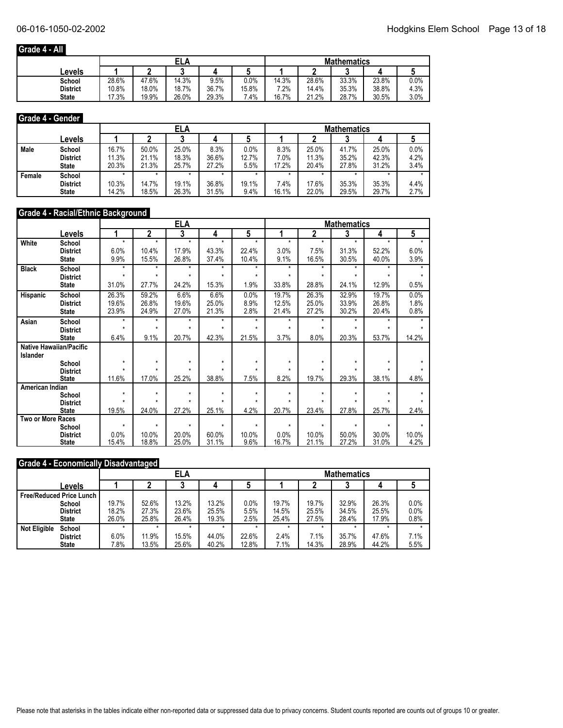## Grade 4 - All

| | Levels | ELA | | | | | Mathematics | | | | |
|---|---|---|---|---|---|---|---|---|---|---|---|
| | | 1 | 2 | 3 | 4 | 5 | 1 | 2 | 3 | 4 | 5 |
| | School | 28.6% | 47.6% | 14.3% | 9.5% | 0.0% | 14.3% | 28.6% | 33.3% | 23.8% | 0.0% |
| | District | 10.8% | 18.0% | 18.7% | 36.7% | 15.8% | 7.2% | 14.4% | 35.3% | 38.8% | 4.3% |
| | State | 17.3% | 19.9% | 26.0% | 29.3% | 7.4% | 16.7% | 21.2% | 28.7% | 30.5% | 3.0% |

## Grade 4 - Gender

| | Levels | ELA | | | | | Mathematics | | | | |
|---|---|---|---|---|---|---|---|---|---|---|---|
| | | 1 | 2 | 3 | 4 | 5 | 1 | 2 | 3 | 4 | 5 |
| Male | School | 16.7% | 50.0% | 25.0% | 8.3% | 0.0% | 8.3% | 25.0% | 41.7% | 25.0% | 0.0% |
| | District | 11.3% | 21.1% | 18.3% | 36.6% | 12.7% | 7.0% | 11.3% | 35.2% | 42.3% | 4.2% |
| | State | 20.3% | 21.3% | 25.7% | 27.2% | 5.5% | 17.2% | 20.4% | 27.8% | 31.2% | 3.4% |
| Female | School | * | * | * | * | * | * | * | * | * | * |
| | District | 10.3% | 14.7% | 19.1% | 36.8% | 19.1% | 7.4% | 17.6% | 35.3% | 35.3% | 4.4% |
| | State | 14.2% | 18.5% | 26.3% | 31.5% | 9.4% | 16.1% | 22.0% | 29.5% | 29.7% | 2.7% |

## Grade 4 - Racial/Ethnic Background

| | Levels | ELA | | | | | Mathematics | | | | |
|---|---|---|---|---|---|---|---|---|---|---|---|
| | | 1 | 2 | 3 | 4 | 5 | 1 | 2 | 3 | 4 | 5 |
| White | School | * | * | * | * | * | * | * | * | * | * |
| | District | 6.0% | 10.4% | 17.9% | 43.3% | 22.4% | 3.0% | 7.5% | 31.3% | 52.2% | 6.0% |
| | State | 9.9% | 15.5% | 26.8% | 37.4% | 10.4% | 9.1% | 16.5% | 30.5% | 40.0% | 3.9% |
| Black | School | * | * | * | * | * | * | * | * | * | * |
| | District | * | * | * | * | * | * | * | * | * | * |
| | State | 31.0% | 27.7% | 24.2% | 15.3% | 1.9% | 33.8% | 28.8% | 24.1% | 12.9% | 0.5% |
| Hispanic | School | 26.3% | 59.2% | 6.6% | 6.6% | 0.0% | 19.7% | 26.3% | 32.9% | 19.7% | 0.0% |
| | District | 19.6% | 26.8% | 19.6% | 25.0% | 8.9% | 12.5% | 25.0% | 33.9% | 26.8% | 1.8% |
| | State | 23.9% | 24.9% | 27.0% | 21.3% | 2.8% | 21.4% | 27.2% | 30.2% | 20.4% | 0.8% |
| Asian | School | * | * | * | * | * | * | * | * | * | * |
| | District | * | * | * | * | * | * | * | * | * | * |
| | State | 6.4% | 9.1% | 20.7% | 42.3% | 21.5% | 3.7% | 8.0% | 20.3% | 53.7% | 14.2% |
| Native Hawaiian/Pacific Islander | | | | | | | | | | | |
| | School | * | * | * | * | * | * | * | * | * | * |
| | District | * | * | * | * | * | * | * | * | * | * |
| | State | 11.6% | 17.0% | 25.2% | 38.8% | 7.5% | 8.2% | 19.7% | 29.3% | 38.1% | 4.8% |
| American Indian | | | | | | | | | | | |
| | School | * | * | * | * | * | * | * | * | * | * |
| | District | * | * | * | * | * | * | * | * | * | * |
| | State | 19.5% | 24.0% | 27.2% | 25.1% | 4.2% | 20.7% | 23.4% | 27.8% | 25.7% | 2.4% |
| Two or More Races | | | | | | | | | | | |
| | School | * | * | * | * | * | * | * | * | * | * |
| | District | 0.0% | 10.0% | 20.0% | 60.0% | 10.0% | 0.0% | 10.0% | 50.0% | 30.0% | 10.0% |
| | State | 15.4% | 18.8% | 25.0% | 31.1% | 9.6% | 16.7% | 21.1% | 27.2% | 31.0% | 4.2% |

## Grade 4 - Economically Disadvantaged

| | Levels | ELA | | | | | Mathematics | | | | |
|---|---|---|---|---|---|---|---|---|---|---|---|
| | | 1 | 2 | 3 | 4 | 5 | 1 | 2 | 3 | 4 | 5 |
| Free/Reduced Price Lunch | | | | | | | | | | | |
| | School | 19.7% | 52.6% | 13.2% | 13.2% | 0.0% | 19.7% | 19.7% | 32.9% | 26.3% | 0.0% |
| | District | 18.2% | 27.3% | 23.6% | 25.5% | 5.5% | 14.5% | 25.5% | 34.5% | 25.5% | 0.0% |
| | State | 26.0% | 25.8% | 26.4% | 19.3% | 2.5% | 25.4% | 27.5% | 28.4% | 17.9% | 0.8% |
| Not Eligible | School | * | * | * | * | * | * | * | * | * | * |
| | District | 6.0% | 11.9% | 15.5% | 44.0% | 22.6% | 2.4% | 7.1% | 35.7% | 47.6% | 7.1% |
| | State | 7.8% | 13.5% | 25.6% | 40.2% | 12.8% | 7.1% | 14.3% | 28.9% | 44.2% | 5.5% |

Please note that asterisks in the tables indicate either non-reported data or suppressed data due to privacy concerns. Student counts reported are counts out of groups 10 or greater.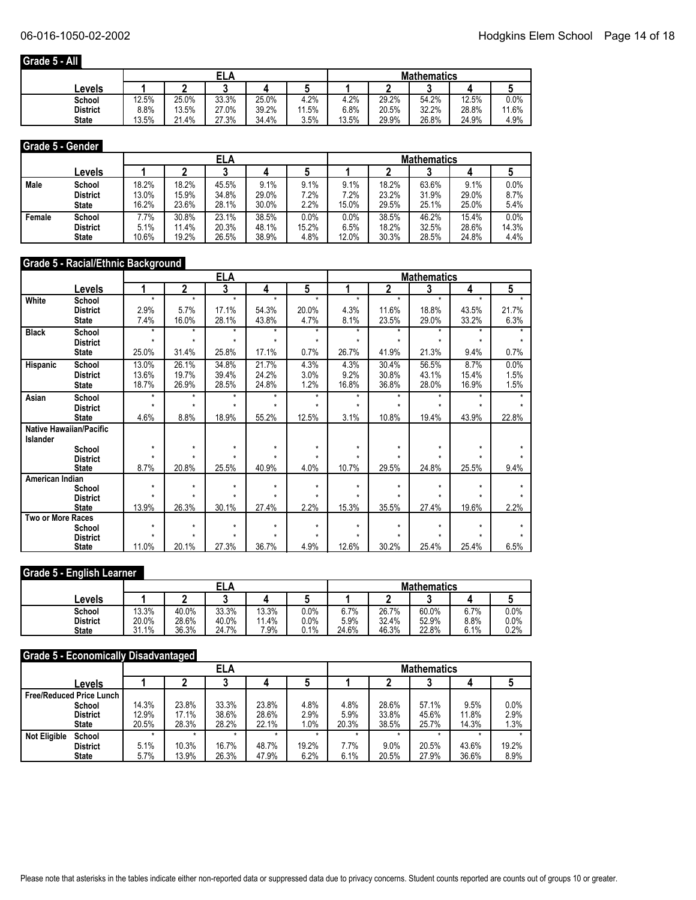## Grade 5 - All

| Levels | ELA | | | | | Mathematics | | | | |
|---|---|---|---|---|---|---|---|---|---|---|
| | 1 | 2 | 3 | 4 | 5 | 1 | 2 | 3 | 4 | 5 |
| School | 12.5% | 25.0% | 33.3% | 25.0% | 4.2% | 4.2% | 29.2% | 54.2% | 12.5% | 0.0% |
| District | 8.8% | 13.5% | 27.0% | 39.2% | 11.5% | 6.8% | 20.5% | 32.2% | 28.8% | 11.6% |
| State | 13.5% | 21.4% | 27.3% | 34.4% | 3.5% | 13.5% | 29.9% | 26.8% | 24.9% | 4.9% |

## Grade 5 - Gender

| | Levels | ELA | | | | | Mathematics | | | | |
|---|---|---|---|---|---|---|---|---|---|---|---|
| | | 1 | 2 | 3 | 4 | 5 | 1 | 2 | 3 | 4 | 5 |
| Male | School | 18.2% | 18.2% | 45.5% | 9.1% | 9.1% | 9.1% | 18.2% | 63.6% | 9.1% | 0.0% |
| | District | 13.0% | 15.9% | 34.8% | 29.0% | 7.2% | 7.2% | 23.2% | 31.9% | 29.0% | 8.7% |
| | State | 16.2% | 23.6% | 28.1% | 30.0% | 2.2% | 15.0% | 29.5% | 25.1% | 25.0% | 5.4% |
| Female | School | 7.7% | 30.8% | 23.1% | 38.5% | 0.0% | 0.0% | 38.5% | 46.2% | 15.4% | 0.0% |
| | District | 5.1% | 11.4% | 20.3% | 48.1% | 15.2% | 6.5% | 18.2% | 32.5% | 28.6% | 14.3% |
| | State | 10.6% | 19.2% | 26.5% | 38.9% | 4.8% | 12.0% | 30.3% | 28.5% | 24.8% | 4.4% |

## Grade 5 - Racial/Ethnic Background

| | Levels | ELA | | | | | Mathematics | | | | |
|---|---|---|---|---|---|---|---|---|---|---|---|
| | | 1 | 2 | 3 | 4 | 5 | 1 | 2 | 3 | 4 | 5 |
| White | School | * | * | * | * | * | * | * | * | * | * |
| | District | 2.9% | 5.7% | 17.1% | 54.3% | 20.0% | 4.3% | 11.6% | 18.8% | 43.5% | 21.7% |
| | State | 7.4% | 16.0% | 28.1% | 43.8% | 4.7% | 8.1% | 23.5% | 29.0% | 33.2% | 6.3% |
| Black | School | * | * | * | * | * | * | * | * | * | * |
| | District | * | * | * | * | * | * | * | * | * | * |
| | State | 25.0% | 31.4% | 25.8% | 17.1% | 0.7% | 26.7% | 41.9% | 21.3% | 9.4% | 0.7% |
| Hispanic | School | 13.0% | 26.1% | 34.8% | 21.7% | 4.3% | 4.3% | 30.4% | 56.5% | 8.7% | 0.0% |
| | District | 13.6% | 19.7% | 39.4% | 24.2% | 3.0% | 9.2% | 30.8% | 43.1% | 15.4% | 1.5% |
| | State | 18.7% | 26.9% | 28.5% | 24.8% | 1.2% | 16.8% | 36.8% | 28.0% | 16.9% | 1.5% |
| Asian | School | * | * | * | * | * | * | * | * | * | * |
| | District | * | * | * | * | * | * | * | * | * | * |
| | State | 4.6% | 8.8% | 18.9% | 55.2% | 12.5% | 3.1% | 10.8% | 19.4% | 43.9% | 22.8% |
| Native Hawaiian/Pacific Islander | School | * | * | * | * | * | * | * | * | * | * |
| | District | * | * | * | * | * | * | * | * | * | * |
| | State | 8.7% | 20.8% | 25.5% | 40.9% | 4.0% | 10.7% | 29.5% | 24.8% | 25.5% | 9.4% |
| American Indian | School | * | * | * | * | * | * | * | * | * | * |
| | District | * | * | * | * | * | * | * | * | * | * |
| | State | 13.9% | 26.3% | 30.1% | 27.4% | 2.2% | 15.3% | 35.5% | 27.4% | 19.6% | 2.2% |
| Two or More Races | School | * | * | * | * | * | * | * | * | * | * |
| | District | * | * | * | * | * | * | * | * | * | * |
| | State | 11.0% | 20.1% | 27.3% | 36.7% | 4.9% | 12.6% | 30.2% | 25.4% | 25.4% | 6.5% |

## Grade 5 - English Learner

| Levels | ELA | | | | | Mathematics | | | | |
|---|---|---|---|---|---|---|---|---|---|---|
| | 1 | 2 | 3 | 4 | 5 | 1 | 2 | 3 | 4 | 5 |
| School | 13.3% | 40.0% | 33.3% | 13.3% | 0.0% | 6.7% | 26.7% | 60.0% | 6.7% | 0.0% |
| District | 20.0% | 28.6% | 40.0% | 11.4% | 0.0% | 5.9% | 32.4% | 52.9% | 8.8% | 0.0% |
| State | 31.1% | 36.3% | 24.7% | 7.9% | 0.1% | 24.6% | 46.3% | 22.8% | 6.1% | 0.2% |

## Grade 5 - Economically Disadvantaged

| | Levels | ELA | | | | | Mathematics | | | | |
|---|---|---|---|---|---|---|---|---|---|---|---|
| | | 1 | 2 | 3 | 4 | 5 | 1 | 2 | 3 | 4 | 5 |
| Free/Reduced Price Lunch | School | 14.3% | 23.8% | 33.3% | 23.8% | 4.8% | 4.8% | 28.6% | 57.1% | 9.5% | 0.0% |
| | District | 12.9% | 17.1% | 38.6% | 28.6% | 2.9% | 5.9% | 33.8% | 45.6% | 11.8% | 2.9% |
| | State | 20.5% | 28.3% | 28.2% | 22.1% | 1.0% | 20.3% | 38.5% | 25.7% | 14.3% | 1.3% |
| Not Eligible | School | * | * | * | * | * | * | * | * | * | * |
| | District | 5.1% | 10.3% | 16.7% | 48.7% | 19.2% | 7.7% | 9.0% | 20.5% | 43.6% | 19.2% |
| | State | 5.7% | 13.9% | 26.3% | 47.9% | 6.2% | 6.1% | 20.5% | 27.9% | 36.6% | 8.9% |

Please note that asterisks in the tables indicate either non-reported data or suppressed data due to privacy concerns. Student counts reported are counts out of groups 10 or greater.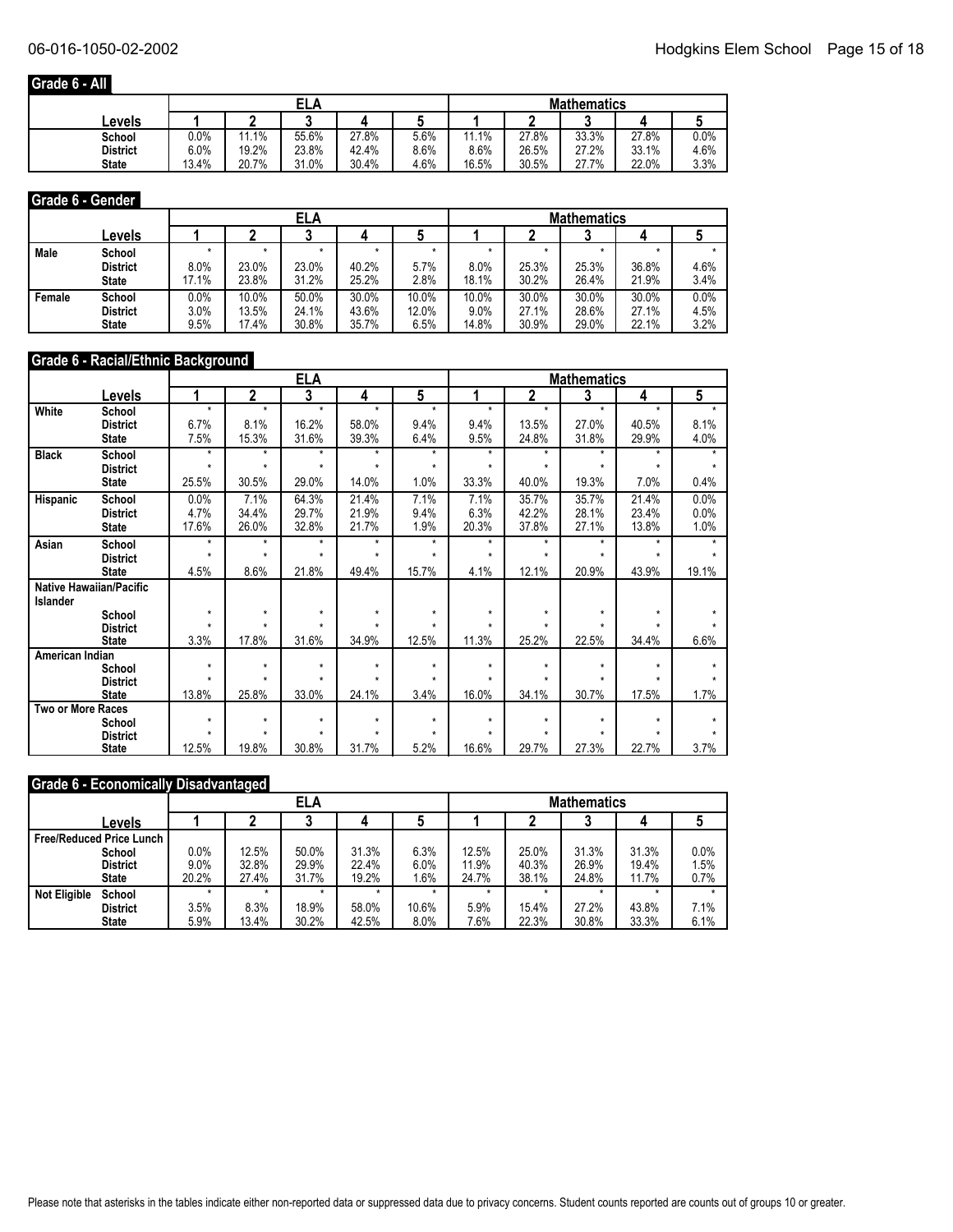## Grade 6 - All

| | Levels | ELA | | | | | Mathematics | | | | |
|---|---|---|---|---|---|---|---|---|---|---|---|
| | | 1 | 2 | 3 | 4 | 5 | 1 | 2 | 3 | 4 | 5 |
| | School | 0.0% | 11.1% | 55.6% | 27.8% | 5.6% | 11.1% | 27.8% | 33.3% | 27.8% | 0.0% |
| | District | 6.0% | 19.2% | 23.8% | 42.4% | 8.6% | 8.6% | 26.5% | 27.2% | 33.1% | 4.6% |
| | State | 13.4% | 20.7% | 31.0% | 30.4% | 4.6% | 16.5% | 30.5% | 27.7% | 22.0% | 3.3% |

## Grade 6 - Gender

| | Levels | ELA | | | | | Mathematics | | | | |
|---|---|---|---|---|---|---|---|---|---|---|---|
| | | 1 | 2 | 3 | 4 | 5 | 1 | 2 | 3 | 4 | 5 |
| Male | School | * | * | * | * | * | * | * | * | * | * |
| | District | 8.0% | 23.0% | 23.0% | 40.2% | 5.7% | 8.0% | 25.3% | 25.3% | 36.8% | 4.6% |
| | State | 17.1% | 23.8% | 31.2% | 25.2% | 2.8% | 18.1% | 30.2% | 26.4% | 21.9% | 3.4% |
| Female | School | 0.0% | 10.0% | 50.0% | 30.0% | 10.0% | 10.0% | 30.0% | 30.0% | 30.0% | 0.0% |
| | District | 3.0% | 13.5% | 24.1% | 43.6% | 12.0% | 9.0% | 27.1% | 28.6% | 27.1% | 4.5% |
| | State | 9.5% | 17.4% | 30.8% | 35.7% | 6.5% | 14.8% | 30.9% | 29.0% | 22.1% | 3.2% |

## Grade 6 - Racial/Ethnic Background

| | Levels | ELA | | | | | Mathematics | | | | |
|---|---|---|---|---|---|---|---|---|---|---|---|
| | | 1 | 2 | 3 | 4 | 5 | 1 | 2 | 3 | 4 | 5 |
| White | School | * | * | * | * | * | * | * | * | * | * |
| | District | 6.7% | 8.1% | 16.2% | 58.0% | 9.4% | 9.4% | 13.5% | 27.0% | 40.5% | 8.1% |
| | State | 7.5% | 15.3% | 31.6% | 39.3% | 6.4% | 9.5% | 24.8% | 31.8% | 29.9% | 4.0% |
| Black | School | * | * | * | * | * | * | * | * | * | * |
| | District | * | * | * | * | * | * | * | * | * | * |
| | State | 25.5% | 30.5% | 29.0% | 14.0% | 1.0% | 33.3% | 40.0% | 19.3% | 7.0% | 0.4% |
| Hispanic | School | 0.0% | 7.1% | 64.3% | 21.4% | 7.1% | 7.1% | 35.7% | 35.7% | 21.4% | 0.0% |
| | District | 4.7% | 34.4% | 29.7% | 21.9% | 9.4% | 6.3% | 42.2% | 28.1% | 23.4% | 0.0% |
| | State | 17.6% | 26.0% | 32.8% | 21.7% | 1.9% | 20.3% | 37.8% | 27.1% | 13.8% | 1.0% |
| Asian | School | * | * | * | * | * | * | * | * | * | * |
| | District | * | * | * | * | * | * | * | * | * | * |
| | State | 4.5% | 8.6% | 21.8% | 49.4% | 15.7% | 4.1% | 12.1% | 20.9% | 43.9% | 19.1% |
| Native Hawaiian/Pacific Islander | | | | | | | | | | | |
| | School | * | * | * | * | * | * | * | * | * | * |
| | District | * | * | * | * | * | * | * | * | * | * |
| | State | 3.3% | 17.8% | 31.6% | 34.9% | 12.5% | 11.3% | 25.2% | 22.5% | 34.4% | 6.6% |
| American Indian | | | | | | | | | | | |
| | School | * | * | * | * | * | * | * | * | * | * |
| | District | * | * | * | * | * | * | * | * | * | * |
| | State | 13.8% | 25.8% | 33.0% | 24.1% | 3.4% | 16.0% | 34.1% | 30.7% | 17.5% | 1.7% |
| Two or More Races | | | | | | | | | | | |
| | School | * | * | * | * | * | * | * | * | * | * |
| | District | * | * | * | * | * | * | * | * | * | * |
| | State | 12.5% | 19.8% | 30.8% | 31.7% | 5.2% | 16.6% | 29.7% | 27.3% | 22.7% | 3.7% |

## Grade 6 - Economically Disadvantaged

| | Levels | ELA | | | | | Mathematics | | | | |
|---|---|---|---|---|---|---|---|---|---|---|---|
| | | 1 | 2 | 3 | 4 | 5 | 1 | 2 | 3 | 4 | 5 |
| Free/Reduced Price Lunch | | | | | | | | | | | |
| | School | 0.0% | 12.5% | 50.0% | 31.3% | 6.3% | 12.5% | 25.0% | 31.3% | 31.3% | 0.0% |
| | District | 9.0% | 32.8% | 29.9% | 22.4% | 6.0% | 11.9% | 40.3% | 26.9% | 19.4% | 1.5% |
| | State | 20.2% | 27.4% | 31.7% | 19.2% | 1.6% | 24.7% | 38.1% | 24.8% | 11.7% | 0.7% |
| Not Eligible | School | * | * | * | * | * | * | * | * | * | * |
| | District | 3.5% | 8.3% | 18.9% | 58.0% | 10.6% | 5.9% | 15.4% | 27.2% | 43.8% | 7.1% |
| | State | 5.9% | 13.4% | 30.2% | 42.5% | 8.0% | 7.6% | 22.3% | 30.8% | 33.3% | 6.1% |

Please note that asterisks in the tables indicate either non-reported data or suppressed data due to privacy concerns. Student counts reported are counts out of groups 10 or greater.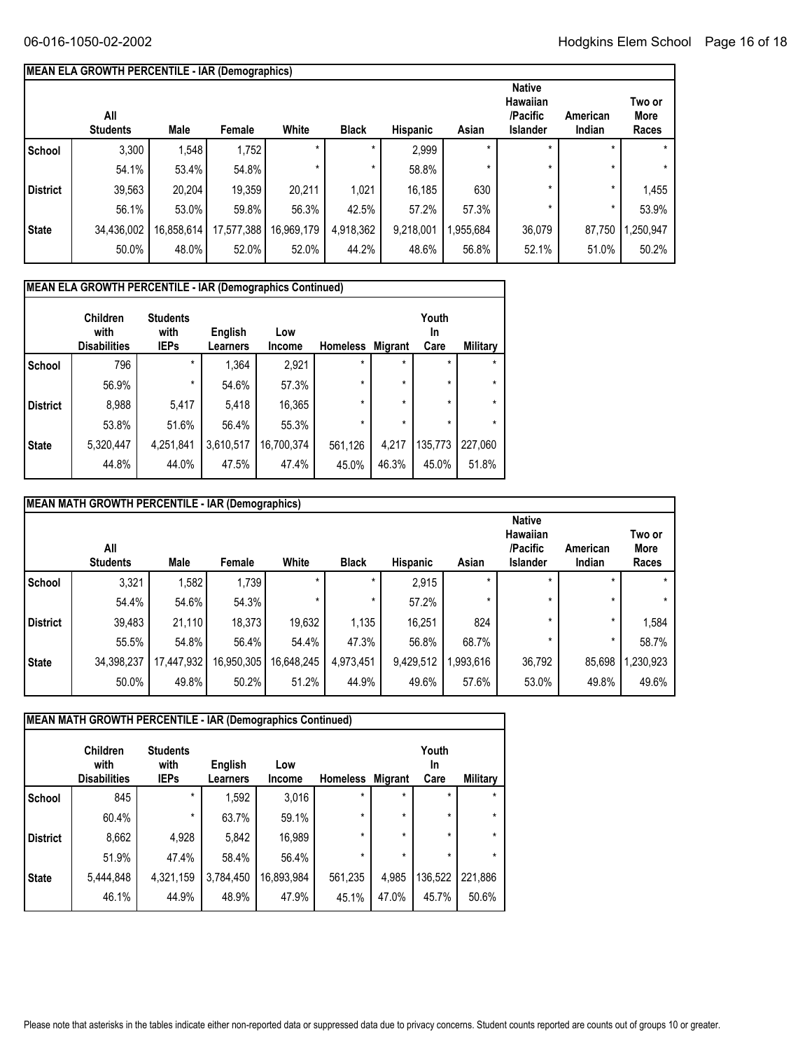## MEAN ELA GROWTH PERCENTILE - IAR (Demographics)

| | All Students | Male | Female | White | Black | Hispanic | Asian | Native Hawaiian /Pacific Islander | American Indian | Two or More Races |
|---|---|---|---|---|---|---|---|---|---|---|
| School | 3,300 | 1,548 | 1,752 | * | * | 2,999 | * | * | * | * |
| | 54.1% | 53.4% | 54.8% | * | * | 58.8% | * | * | * | * |
| District | 39,563 | 20,204 | 19,359 | 20,211 | 1,021 | 16,185 | 630 | * | * | 1,455 |
| | 56.1% | 53.0% | 59.8% | 56.3% | 42.5% | 57.2% | 57.3% | * | * | 53.9% |
| State | 34,436,002 | 16,858,614 | 17,577,388 | 16,969,179 | 4,918,362 | 9,218,001 | 1,955,684 | 36,079 | 87,750 | 1,250,947 |
| | 50.0% | 48.0% | 52.0% | 52.0% | 44.2% | 48.6% | 56.8% | 52.1% | 51.0% | 50.2% |

## MEAN ELA GROWTH PERCENTILE - IAR (Demographics Continued)

| | Children with Disabilities | Students with IEPs | English Learners | Low Income | Homeless | Migrant | Youth In Care | Military |
|---|---|---|---|---|---|---|---|---|
| School | 796 | * | 1,364 | 2,921 | * | * | * | * |
| | 56.9% | * | 54.6% | 57.3% | * | * | * | * |
| District | 8,988 | 5,417 | 5,418 | 16,365 | * | * | * | * |
| | 53.8% | 51.6% | 56.4% | 55.3% | * | * | * | * |
| State | 5,320,447 | 4,251,841 | 3,610,517 | 16,700,374 | 561,126 | 4,217 | 135,773 | 227,060 |
| | 44.8% | 44.0% | 47.5% | 47.4% | 45.0% | 46.3% | 45.0% | 51.8% |

## MEAN MATH GROWTH PERCENTILE - IAR (Demographics)

| | All Students | Male | Female | White | Black | Hispanic | Asian | Native Hawaiian /Pacific Islander | American Indian | Two or More Races |
|---|---|---|---|---|---|---|---|---|---|---|
| School | 3,321 | 1,582 | 1,739 | * | * | 2,915 | * | * | * | * |
| | 54.4% | 54.6% | 54.3% | * | * | 57.2% | * | * | * | * |
| District | 39,483 | 21,110 | 18,373 | 19,632 | 1,135 | 16,251 | 824 | * | * | 1,584 |
| | 55.5% | 54.8% | 56.4% | 54.4% | 47.3% | 56.8% | 68.7% | * | * | 58.7% |
| State | 34,398,237 | 17,447,932 | 16,950,305 | 16,648,245 | 4,973,451 | 9,429,512 | 1,993,616 | 36,792 | 85,698 | 1,230,923 |
| | 50.0% | 49.8% | 50.2% | 51.2% | 44.9% | 49.6% | 57.6% | 53.0% | 49.8% | 49.6% |

## MEAN MATH GROWTH PERCENTILE - IAR (Demographics Continued)

| | Children with Disabilities | Students with IEPs | English Learners | Low Income | Homeless | Migrant | Youth In Care | Military |
|---|---|---|---|---|---|---|---|---|
| School | 845 | * | 1,592 | 3,016 | * | * | * | * |
| | 60.4% | * | 63.7% | 59.1% | * | * | * | * |
| District | 8,662 | 4,928 | 5,842 | 16,989 | * | * | * | * |
| | 51.9% | 47.4% | 58.4% | 56.4% | * | * | * | * |
| State | 5,444,848 | 4,321,159 | 3,784,450 | 16,893,984 | 561,235 | 4,985 | 136,522 | 221,886 |
| | 46.1% | 44.9% | 48.9% | 47.9% | 45.1% | 47.0% | 45.7% | 50.6% |

Please note that asterisks in the tables indicate either non-reported data or suppressed data due to privacy concerns. Student counts reported are counts out of groups 10 or greater.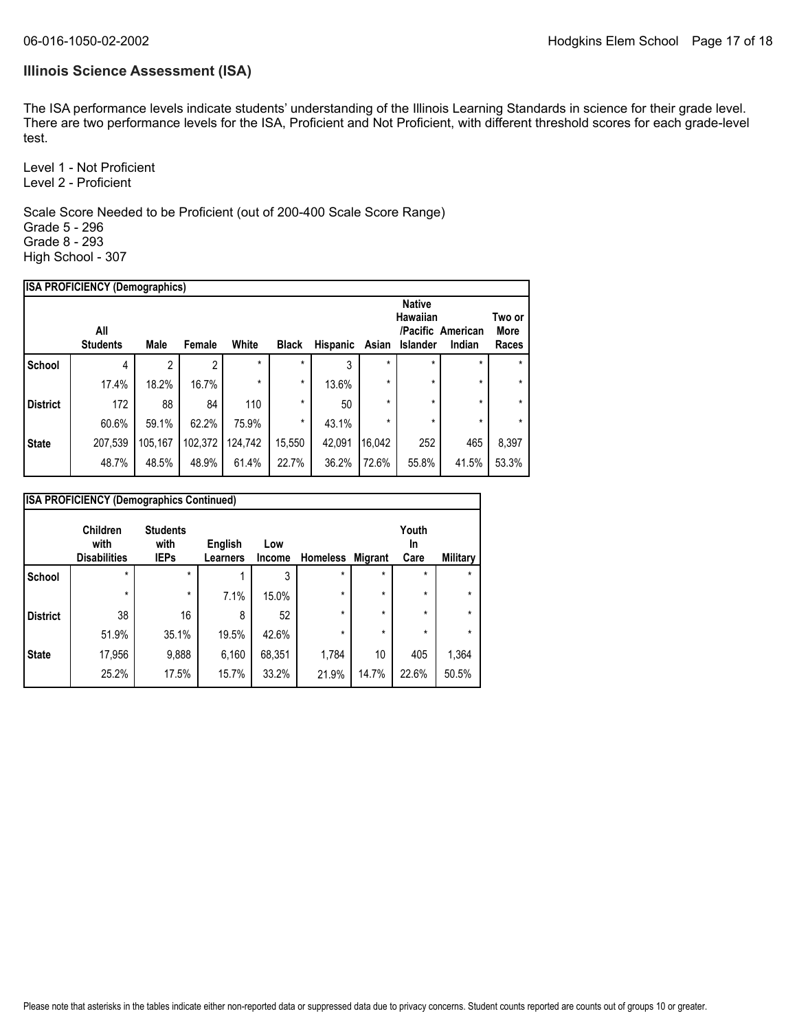## Illinois Science Assessment (ISA)

The ISA performance levels indicate students' understanding of the Illinois Learning Standards in science for their grade level. There are two performance levels for the ISA, Proficient and Not Proficient, with different threshold scores for each grade-level test.

Level 1 - Not Proficient
Level 2 - Proficient

Scale Score Needed to be Proficient (out of 200-400 Scale Score Range)
Grade 5 - 296
Grade 8 - 293
High School - 307

**ISA PROFICIENCY (Demographics)**

| | All Students | Male | Female | White | Black | Hispanic | Asian | Native Hawaiian /Pacific Islander | American Indian | Two or More Races |
|---|---|---|---|---|---|---|---|---|---|---|
| School | 4 | 2 | 2 | * | * | 3 | * | * | * | * |
| | 17.4% | 18.2% | 16.7% | * | * | 13.6% | * | * | * | * |
| District | 172 | 88 | 84 | 110 | * | 50 | * | * | * | * |
| | 60.6% | 59.1% | 62.2% | 75.9% | * | 43.1% | * | * | * | * |
| State | 207,539 | 105,167 | 102,372 | 124,742 | 15,550 | 42,091 | 16,042 | 252 | 465 | 8,397 |
| | 48.7% | 48.5% | 48.9% | 61.4% | 22.7% | 36.2% | 72.6% | 55.8% | 41.5% | 53.3% |

**ISA PROFICIENCY (Demographics Continued)**

| | Children with Disabilities | Students with IEPs | English Learners | Low Income | Homeless | Migrant | Youth In Care | Military |
|---|---|---|---|---|---|---|---|---|
| School | * | * | 1 | 3 | * | * | * | * |
| | * | * | 7.1% | 15.0% | * | * | * | * |
| District | 38 | 16 | 8 | 52 | * | * | * | * |
| | 51.9% | 35.1% | 19.5% | 42.6% | * | * | * | * |
| State | 17,956 | 9,888 | 6,160 | 68,351 | 1,784 | 10 | 405 | 1,364 |
| | 25.2% | 17.5% | 15.7% | 33.2% | 21.9% | 14.7% | 22.6% | 50.5% |

Please note that asterisks in the tables indicate either non-reported data or suppressed data due to privacy concerns. Student counts reported are counts out of groups 10 or greater.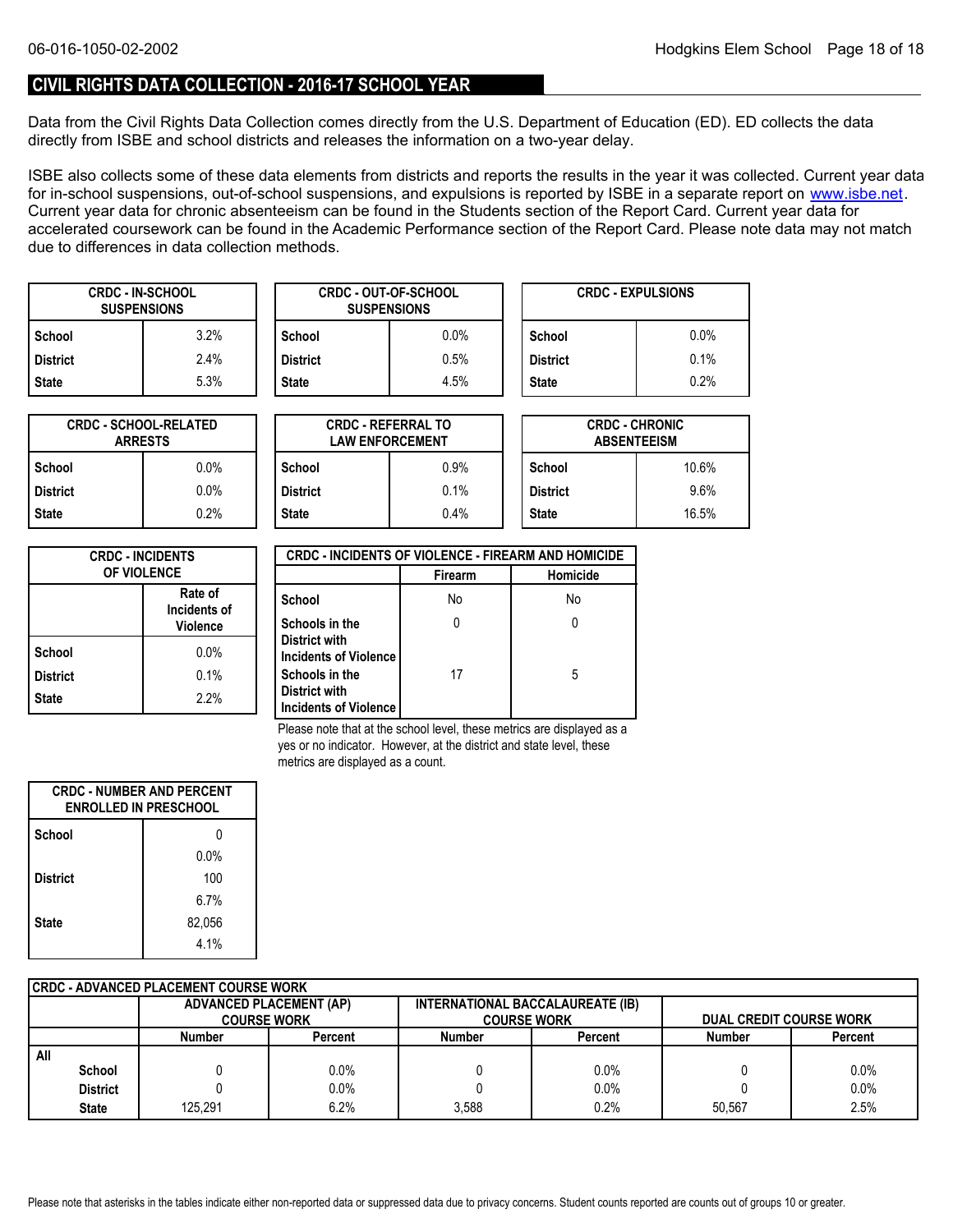## CIVIL RIGHTS DATA COLLECTION - 2016-17 SCHOOL YEAR

Data from the Civil Rights Data Collection comes directly from the U.S. Department of Education (ED). ED collects the data directly from ISBE and school districts and releases the information on a two-year delay.

ISBE also collects some of these data elements from districts and reports the results in the year it was collected. Current year data for in-school suspensions, out-of-school suspensions, and expulsions is reported by ISBE in a separate report on www.isbe.net. Current year data for chronic absenteeism can be found in the Students section of the Report Card. Current year data for accelerated coursework can be found in the Academic Performance section of the Report Card. Please note data may not match due to differences in data collection methods.

| CRDC - IN-SCHOOL SUSPENSIONS | |
|---|---|
| School | 3.2% |
| District | 2.4% |
| State | 5.3% |

| CRDC - OUT-OF-SCHOOL SUSPENSIONS | |
|---|---|
| School | 0.0% |
| District | 0.5% |
| State | 4.5% |

| CRDC - EXPULSIONS | |
|---|---|
| School | 0.0% |
| District | 0.1% |
| State | 0.2% |

| CRDC - SCHOOL-RELATED ARRESTS | |
|---|---|
| School | 0.0% |
| District | 0.0% |
| State | 0.2% |

| CRDC - REFERRAL TO LAW ENFORCEMENT | |
|---|---|
| School | 0.9% |
| District | 0.1% |
| State | 0.4% |

| CRDC - CHRONIC ABSENTEEISM | |
|---|---|
| School | 10.6% |
| District | 9.6% |
| State | 16.5% |

| CRDC - INCIDENTS OF VIOLENCE | Rate of Incidents of Violence |
|---|---|
| School | 0.0% |
| District | 0.1% |
| State | 2.2% |

| CRDC - INCIDENTS OF VIOLENCE - FIREARM AND HOMICIDE | Firearm | Homicide |
|---|---|---|
| School | No | No |
| Schools in the District with Incidents of Violence | 0 | 0 |
| Schools in the District with Incidents of Violence | 17 | 5 |

Please note that at the school level, these metrics are displayed as a yes or no indicator. However, at the district and state level, these metrics are displayed as a count.

| CRDC - NUMBER AND PERCENT ENROLLED IN PRESCHOOL | |
|---|---|
| School | 0 |
| | 0.0% |
| District | 100 |
| | 6.7% |
| State | 82,056 |
| | 4.1% |

| CRDC - ADVANCED PLACEMENT COURSE WORK | | ADVANCED PLACEMENT (AP) COURSE WORK | | INTERNATIONAL BACCALAUREATE (IB) COURSE WORK | | DUAL CREDIT COURSE WORK | |
|---|---|---|---|---|---|---|---|
| | | Number | Percent | Number | Percent | Number | Percent |
| All | | | | | | | |
| | School | 0 | 0.0% | 0 | 0.0% | 0 | 0.0% |
| | District | 0 | 0.0% | 0 | 0.0% | 0 | 0.0% |
| | State | 125,291 | 6.2% | 3,588 | 0.2% | 50,567 | 2.5% |

Please note that asterisks in the tables indicate either non-reported data or suppressed data due to privacy concerns. Student counts reported are counts out of groups 10 or greater.